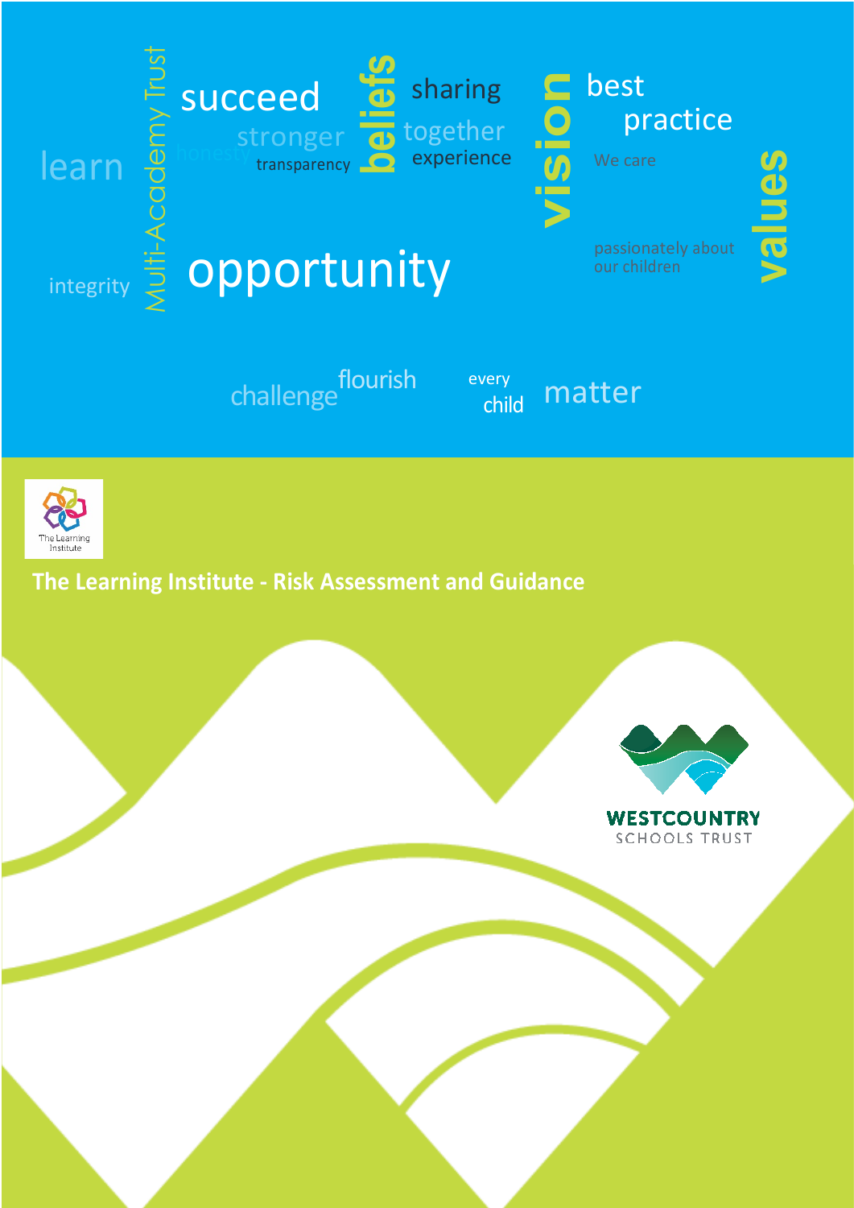learn

Multi-Academy Trust

succeed

stronger

honesty

transparency

beliefs

sharing

together

experience

vision

best practice

We care

passionately about our children

values

integrity

opportunity

challenge

flourish

every child

matter

The Learning Institute

# The Learning Institute - Risk Assessment and Guidance

WESTCOUNTRY SCHOOLS TRUST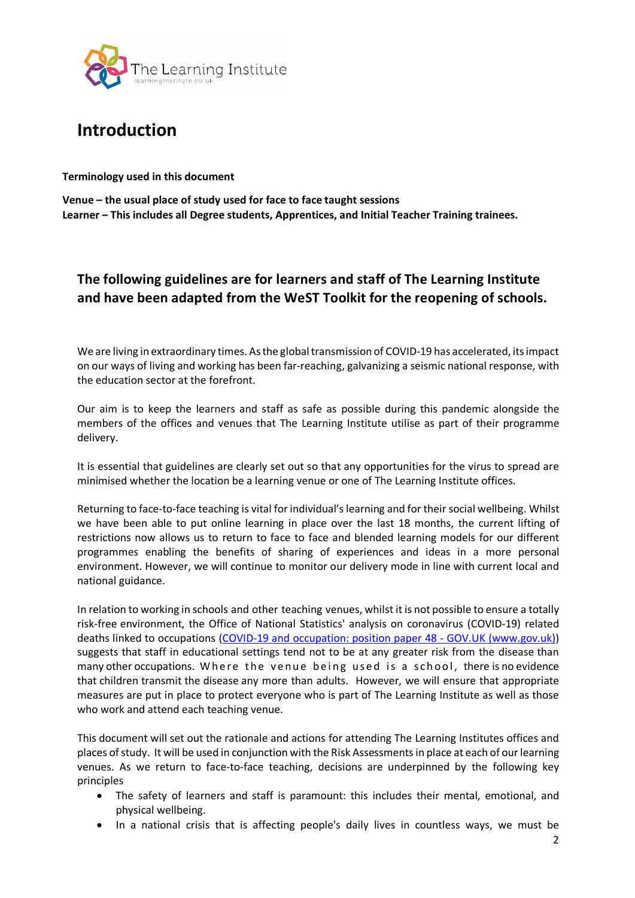# Introduction

**Terminology used in this document**

**Venue – the usual place of study used for face to face taught sessions**
**Learner – This includes all Degree students, Apprentices, and Initial Teacher Training trainees.**

## The following guidelines are for learners and staff of The Learning Institute and have been adapted from the WeST Toolkit for the reopening of schools.

We are living in extraordinary times. As the global transmission of COVID-19 has accelerated, its impact on our ways of living and working has been far-reaching, galvanizing a seismic national response, with the education sector at the forefront.

Our aim is to keep the learners and staff as safe as possible during this pandemic alongside the members of the offices and venues that The Learning Institute utilise as part of their programme delivery.

It is essential that guidelines are clearly set out so that any opportunities for the virus to spread are minimised whether the location be a learning venue or one of The Learning Institute offices.

Returning to face-to-face teaching is vital for individual's learning and for their social wellbeing. Whilst we have been able to put online learning in place over the last 18 months, the current lifting of restrictions now allows us to return to face to face and blended learning models for our different programmes enabling the benefits of sharing of experiences and ideas in a more personal environment. However, we will continue to monitor our delivery mode in line with current local and national guidance.

In relation to working in schools and other teaching venues, whilst it is not possible to ensure a totally risk-free environment, the Office of National Statistics' analysis on coronavirus (COVID-19) related deaths linked to occupations ([COVID-19 and occupation: position paper 48 - GOV.UK (www.gov.uk)](COVID-19 and occupation: position paper 48 - GOV.UK (www.gov.uk))) suggests that staff in educational settings tend not to be at any greater risk from the disease than many other occupations. Where the venue being used is a school, there is no evidence that children transmit the disease any more than adults. However, we will ensure that appropriate measures are put in place to protect everyone who is part of The Learning Institute as well as those who work and attend each teaching venue.

This document will set out the rationale and actions for attending The Learning Institutes offices and places of study. It will be used in conjunction with the Risk Assessments in place at each of our learning venues. As we return to face-to-face teaching, decisions are underpinned by the following key principles

- The safety of learners and staff is paramount: this includes their mental, emotional, and physical wellbeing.
- In a national crisis that is affecting people's daily lives in countless ways, we must be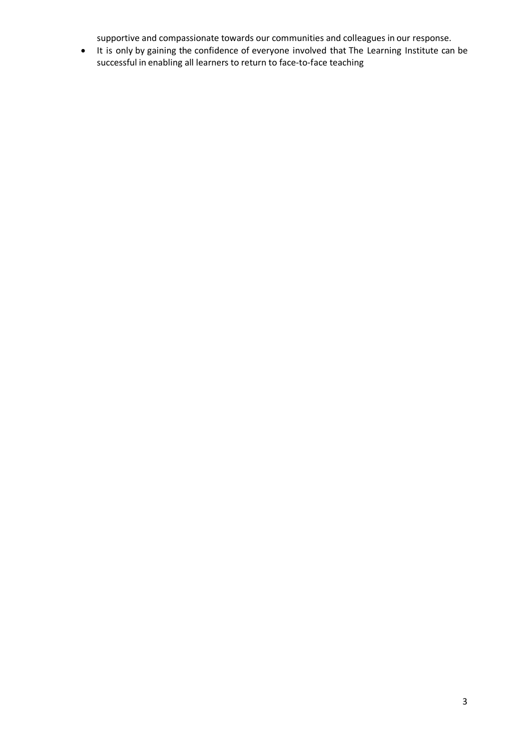supportive and compassionate towards our communities and colleagues in our response.

- It is only by gaining the confidence of everyone involved that The Learning Institute can be successful in enabling all learners to return to face-to-face teaching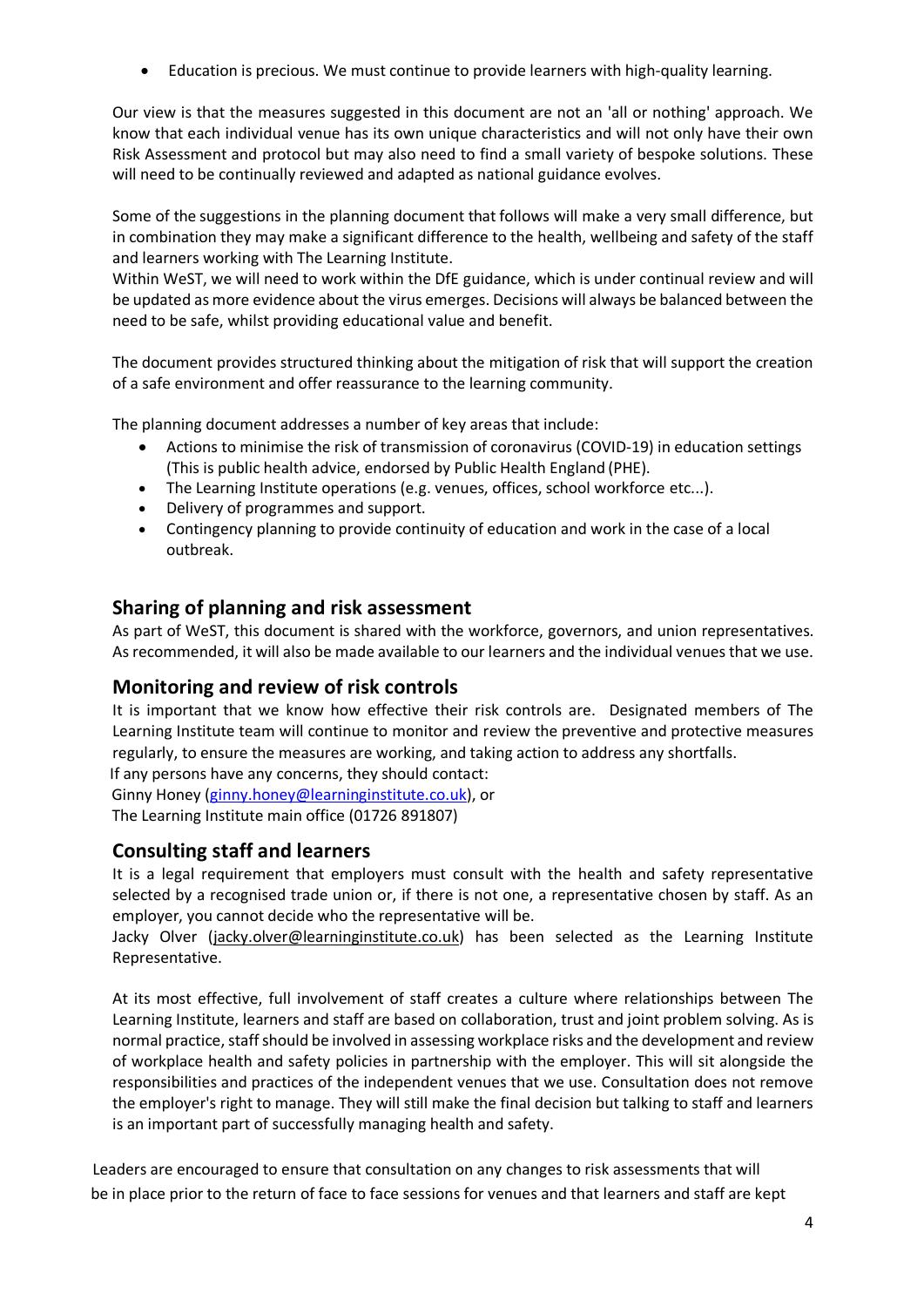- Education is precious. We must continue to provide learners with high-quality learning.

Our view is that the measures suggested in this document are not an 'all or nothing' approach. We know that each individual venue has its own unique characteristics and will not only have their own Risk Assessment and protocol but may also need to find a small variety of bespoke solutions. These will need to be continually reviewed and adapted as national guidance evolves.

Some of the suggestions in the planning document that follows will make a very small difference, but in combination they may make a significant difference to the health, wellbeing and safety of the staff and learners working with The Learning Institute.

Within WeST, we will need to work within the DfE guidance, which is under continual review and will be updated as more evidence about the virus emerges. Decisions will always be balanced between the need to be safe, whilst providing educational value and benefit.

The document provides structured thinking about the mitigation of risk that will support the creation of a safe environment and offer reassurance to the learning community.

The planning document addresses a number of key areas that include:

- Actions to minimise the risk of transmission of coronavirus (COVID-19) in education settings (This is public health advice, endorsed by Public Health England (PHE).
- The Learning Institute operations (e.g. venues, offices, school workforce etc...).
- Delivery of programmes and support.
- Contingency planning to provide continuity of education and work in the case of a local outbreak.

## Sharing of planning and risk assessment

As part of WeST, this document is shared with the workforce, governors, and union representatives. As recommended, it will also be made available to our learners and the individual venues that we use.

## Monitoring and review of risk controls

It is important that we know how effective their risk controls are. Designated members of The Learning Institute team will continue to monitor and review the preventive and protective measures regularly, to ensure the measures are working, and taking action to address any shortfalls.

If any persons have any concerns, they should contact:
Ginny Honey (ginny.honey@learninginstitute.co.uk), or
The Learning Institute main office (01726 891807)

## Consulting staff and learners

It is a legal requirement that employers must consult with the health and safety representative selected by a recognised trade union or, if there is not one, a representative chosen by staff. As an employer, you cannot decide who the representative will be.

Jacky Olver (jacky.olver@learninginstitute.co.uk) has been selected as the Learning Institute Representative.

At its most effective, full involvement of staff creates a culture where relationships between The Learning Institute, learners and staff are based on collaboration, trust and joint problem solving. As is normal practice, staff should be involved in assessing workplace risks and the development and review of workplace health and safety policies in partnership with the employer. This will sit alongside the responsibilities and practices of the independent venues that we use. Consultation does not remove the employer's right to manage. They will still make the final decision but talking to staff and learners is an important part of successfully managing health and safety.

Leaders are encouraged to ensure that consultation on any changes to risk assessments that will be in place prior to the return of face to face sessions for venues and that learners and staff are kept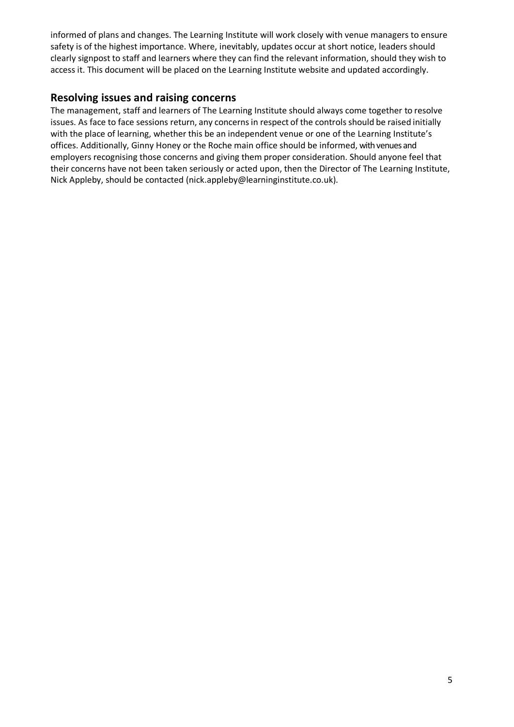informed of plans and changes. The Learning Institute will work closely with venue managers to ensure safety is of the highest importance. Where, inevitably, updates occur at short notice, leaders should clearly signpost to staff and learners where they can find the relevant information, should they wish to access it. This document will be placed on the Learning Institute website and updated accordingly.

## Resolving issues and raising concerns

The management, staff and learners of The Learning Institute should always come together to resolve issues. As face to face sessions return, any concerns in respect of the controls should be raised initially with the place of learning, whether this be an independent venue or one of the Learning Institute's offices. Additionally, Ginny Honey or the Roche main office should be informed, with venues and employers recognising those concerns and giving them proper consideration. Should anyone feel that their concerns have not been taken seriously or acted upon, then the Director of The Learning Institute, Nick Appleby, should be contacted (nick.appleby@learninginstitute.co.uk).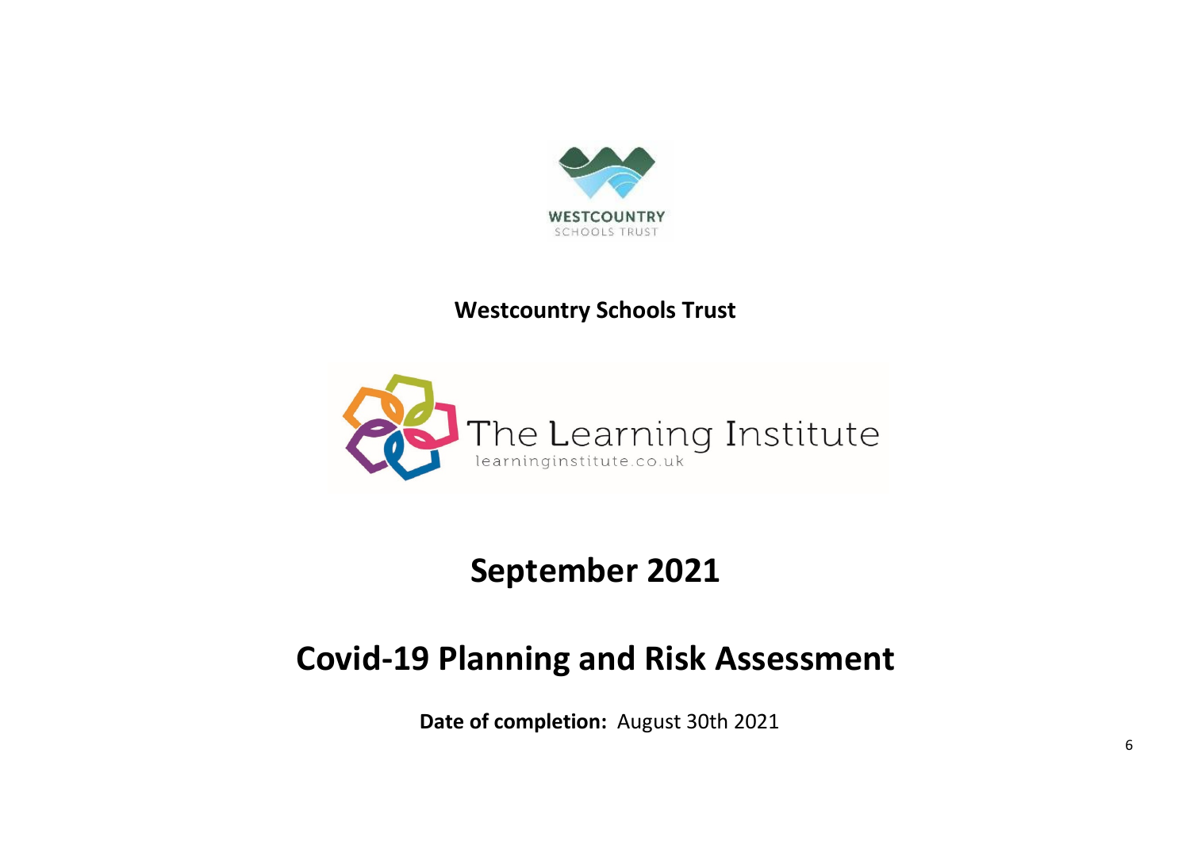**Westcountry Schools Trust**

# September 2021

# Covid-19 Planning and Risk Assessment

**Date of completion:** August 30th 2021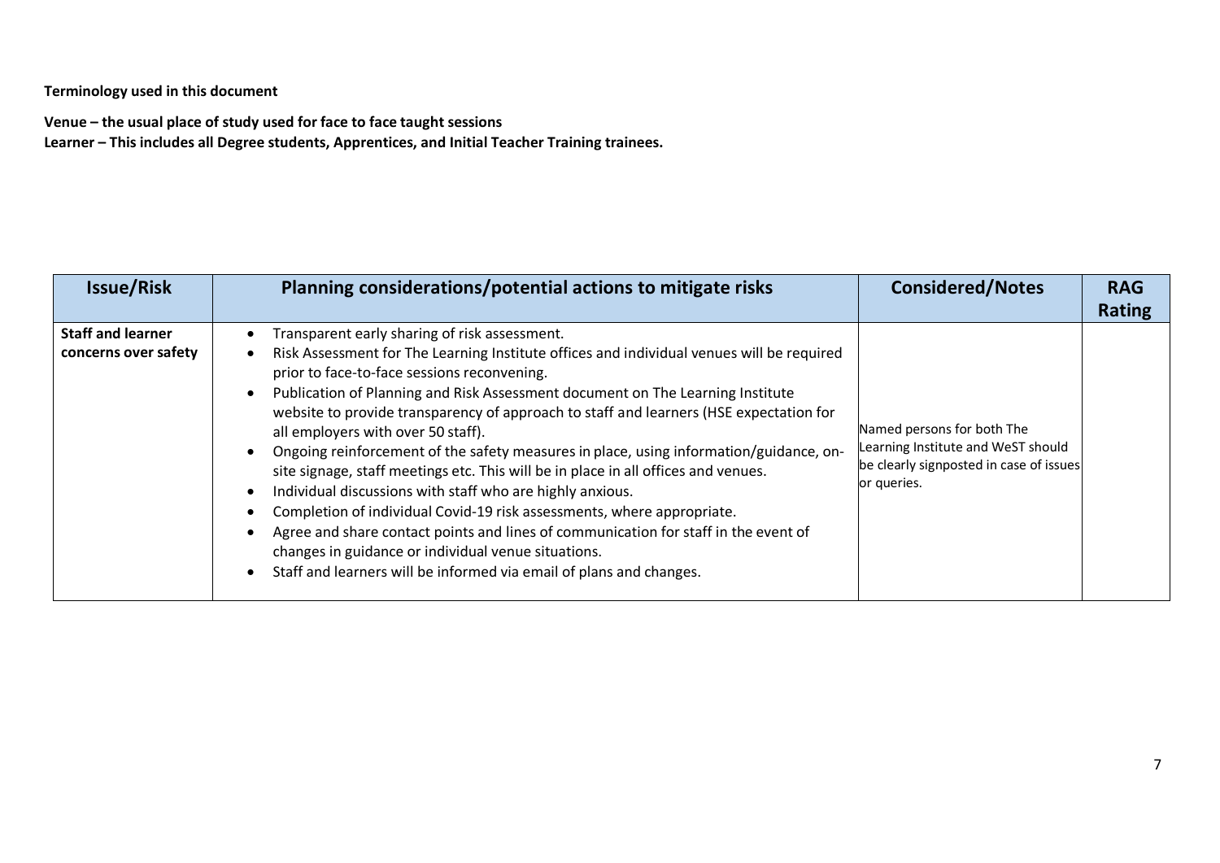**Terminology used in this document**

**Venue – the usual place of study used for face to face taught sessions**
**Learner – This includes all Degree students, Apprentices, and Initial Teacher Training trainees.**

| Issue/Risk | Planning considerations/potential actions to mitigate risks | Considered/Notes | RAG Rating |
|---|---|---|---|
| **Staff and learner concerns over safety** | • Transparent early sharing of risk assessment.<br>• Risk Assessment for The Learning Institute offices and individual venues will be required prior to face-to-face sessions reconvening.<br>• Publication of Planning and Risk Assessment document on The Learning Institute website to provide transparency of approach to staff and learners (HSE expectation for all employers with over 50 staff).<br>• Ongoing reinforcement of the safety measures in place, using information/guidance, on-site signage, staff meetings etc. This will be in place in all offices and venues.<br>• Individual discussions with staff who are highly anxious.<br>• Completion of individual Covid-19 risk assessments, where appropriate.<br>• Agree and share contact points and lines of communication for staff in the event of changes in guidance or individual venue situations.<br>• Staff and learners will be informed via email of plans and changes. | Named persons for both The Learning Institute and WeST should be clearly signposted in case of issues or queries. | |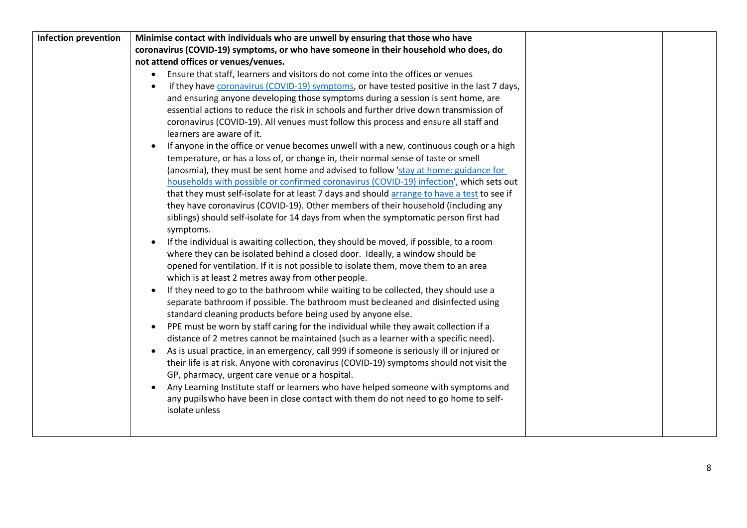| Infection prevention | **Minimise contact with individuals who are unwell by ensuring that those who have coronavirus (COVID-19) symptoms, or who have someone in their household who does, do not attend offices or venues/venues.**<br>• Ensure that staff, learners and visitors do not come into the offices or venues<br>• if they have coronavirus (COVID-19) symptoms, or have tested positive in the last 7 days, and ensuring anyone developing those symptoms during a session is sent home, are essential actions to reduce the risk in schools and further drive down transmission of coronavirus (COVID-19). All venues must follow this process and ensure all staff and learners are aware of it.<br>• If anyone in the office or venue becomes unwell with a new, continuous cough or a high temperature, or has a loss of, or change in, their normal sense of taste or smell (anosmia), they must be sent home and advised to follow 'stay at home: guidance for households with possible or confirmed coronavirus (COVID-19) infection', which sets out that they must self-isolate for at least 7 days and should arrange to have a test to see if they have coronavirus (COVID-19). Other members of their household (including any siblings) should self-isolate for 14 days from when the symptomatic person first had symptoms.<br>• If the individual is awaiting collection, they should be moved, if possible, to a room where they can be isolated behind a closed door. Ideally, a window should be opened for ventilation. If it is not possible to isolate them, move them to an area which is at least 2 metres away from other people.<br>• If they need to go to the bathroom while waiting to be collected, they should use a separate bathroom if possible. The bathroom must be cleaned and disinfected using standard cleaning products before being used by anyone else.<br>• PPE must be worn by staff caring for the individual while they await collection if a distance of 2 metres cannot be maintained (such as a learner with a specific need).<br>• As is usual practice, in an emergency, call 999 if someone is seriously ill or injured or their life is at risk. Anyone with coronavirus (COVID-19) symptoms should not visit the GP, pharmacy, urgent care venue or a hospital.<br>• Any Learning Institute staff or learners who have helped someone with symptoms and any pupils who have been in close contact with them do not need to go home to self-isolate unless | | |
|---|---|---|---|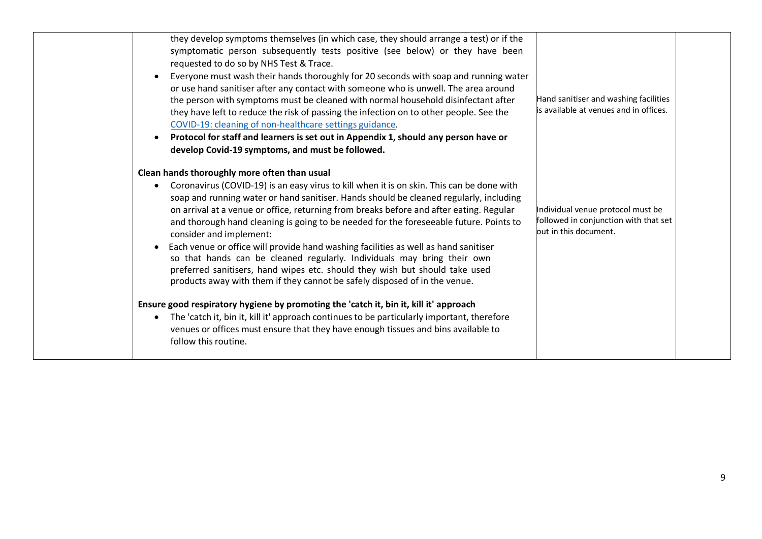| | | | |
|---|---|---|---|
| | they develop symptoms themselves (in which case, they should arrange a test) or if the symptomatic person subsequently tests positive (see below) or they have been requested to do so by NHS Test & Trace.<br>• Everyone must wash their hands thoroughly for 20 seconds with soap and running water or use hand sanitiser after any contact with someone who is unwell. The area around the person with symptoms must be cleaned with normal household disinfectant after they have left to reduce the risk of passing the infection on to other people. See the [COVID-19: cleaning of non-healthcare settings guidance](COVID-19: cleaning of non-healthcare settings guidance).<br>• **Protocol for staff and learners is set out in Appendix 1, should any person have or develop Covid-19 symptoms, and must be followed.**<br><br>**Clean hands thoroughly more often than usual**<br>• Coronavirus (COVID-19) is an easy virus to kill when it is on skin. This can be done with soap and running water or hand sanitiser. Hands should be cleaned regularly, including on arrival at a venue or office, returning from breaks before and after eating. Regular and thorough hand cleaning is going to be needed for the foreseeable future. Points to consider and implement:<br>• Each venue or office will provide hand washing facilities as well as hand sanitiser so that hands can be cleaned regularly. Individuals may bring their own preferred sanitisers, hand wipes etc. should they wish but should take used products away with them if they cannot be safely disposed of in the venue.<br><br>**Ensure good respiratory hygiene by promoting the 'catch it, bin it, kill it' approach**<br>• The 'catch it, bin it, kill it' approach continues to be particularly important, therefore venues or offices must ensure that they have enough tissues and bins available to follow this routine. | Hand sanitiser and washing facilities is available at venues and in offices.<br><br>Individual venue protocol must be followed in conjunction with that set out in this document. | |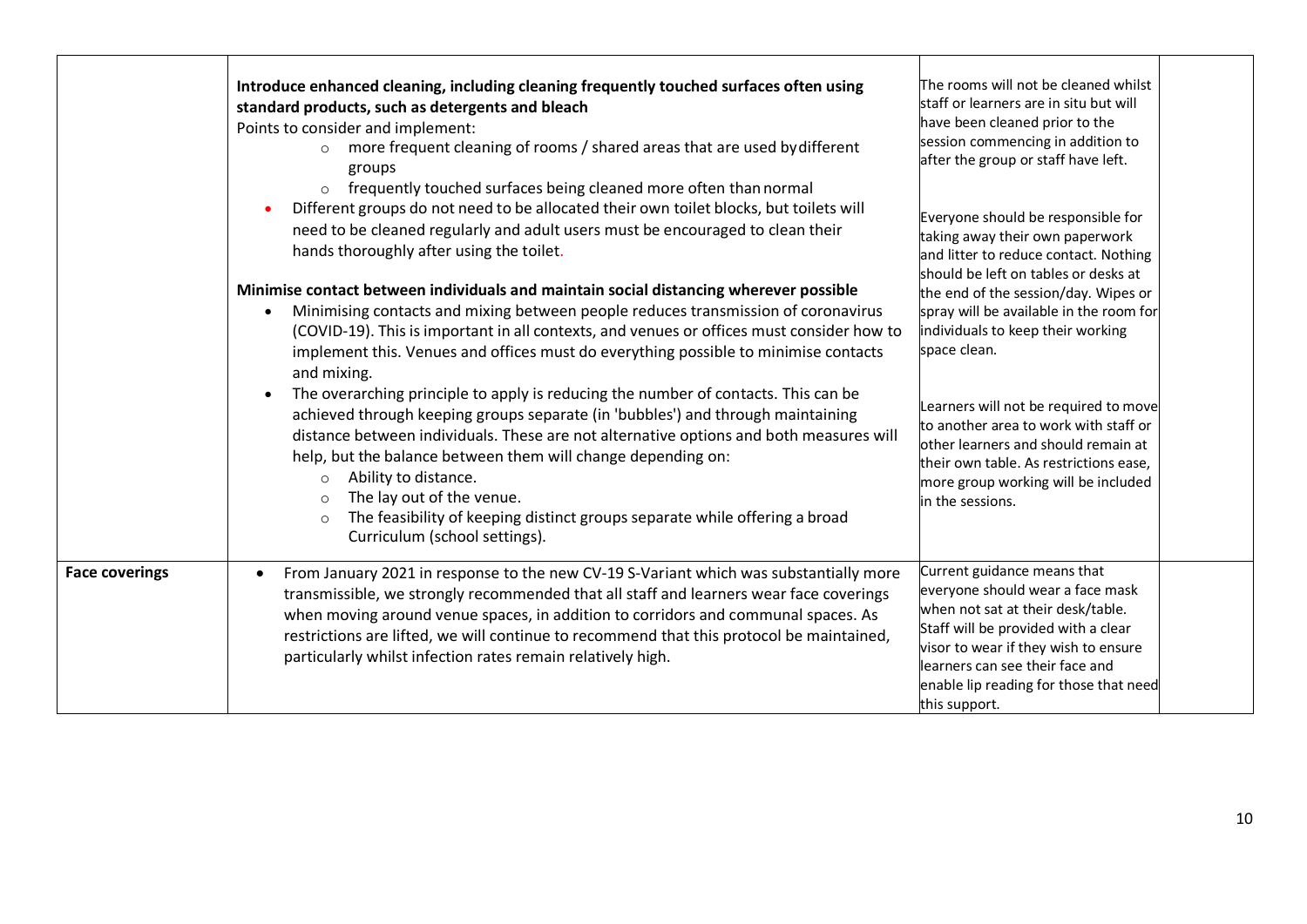| | | | |
|---|---|---|---|
| | **Introduce enhanced cleaning, including cleaning frequently touched surfaces often using standard products, such as detergents and bleach**<br>Points to consider and implement:<br>◦ more frequent cleaning of rooms / shared areas that are used by different groups<br>◦ frequently touched surfaces being cleaned more often than normal<br>• Different groups do not need to be allocated their own toilet blocks, but toilets will need to be cleaned regularly and adult users must be encouraged to clean their hands thoroughly after using the toilet.<br><br>**Minimise contact between individuals and maintain social distancing wherever possible**<br>• Minimising contacts and mixing between people reduces transmission of coronavirus (COVID-19). This is important in all contexts, and venues or offices must consider how to implement this. Venues and offices must do everything possible to minimise contacts and mixing.<br>• The overarching principle to apply is reducing the number of contacts. This can be achieved through keeping groups separate (in 'bubbles') and through maintaining distance between individuals. These are not alternative options and both measures will help, but the balance between them will change depending on:<br>◦ Ability to distance.<br>◦ The lay out of the venue.<br>◦ The feasibility of keeping distinct groups separate while offering a broad Curriculum (school settings). | The rooms will not be cleaned whilst staff or learners are in situ but will have been cleaned prior to the session commencing in addition to after the group or staff have left.<br><br>Everyone should be responsible for taking away their own paperwork and litter to reduce contact. Nothing should be left on tables or desks at the end of the session/day. Wipes or spray will be available in the room for individuals to keep their working space clean.<br><br>Learners will not be required to move to another area to work with staff or other learners and should remain at their own table. As restrictions ease, more group working will be included in the sessions. | |
| **Face coverings** | • From January 2021 in response to the new CV-19 S-Variant which was substantially more transmissible, we strongly recommended that all staff and learners wear face coverings when moving around venue spaces, in addition to corridors and communal spaces. As restrictions are lifted, we will continue to recommend that this protocol be maintained, particularly whilst infection rates remain relatively high. | Current guidance means that everyone should wear a face mask when not sat at their desk/table. Staff will be provided with a clear visor to wear if they wish to ensure learners can see their face and enable lip reading for those that need this support. | |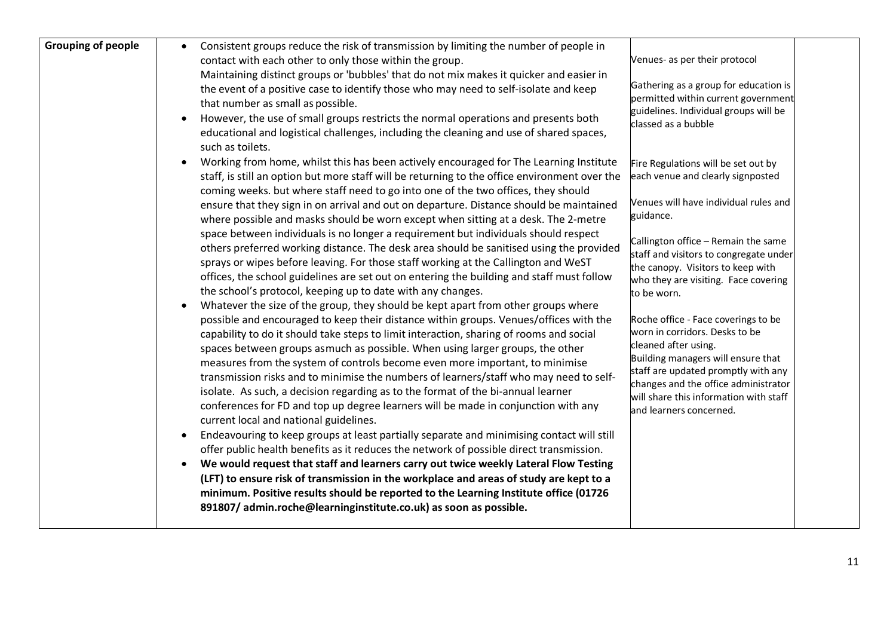| | | | |
|---|---|---|---|
| **Grouping of people** | • Consistent groups reduce the risk of transmission by limiting the number of people in contact with each other to only those within the group.<br>Maintaining distinct groups or 'bubbles' that do not mix makes it quicker and easier in the event of a positive case to identify those who may need to self-isolate and keep that number as small as possible.<br>• However, the use of small groups restricts the normal operations and presents both educational and logistical challenges, including the cleaning and use of shared spaces, such as toilets.<br>• Working from home, whilst this has been actively encouraged for The Learning Institute staff, is still an option but more staff will be returning to the office environment over the coming weeks. but where staff need to go into one of the two offices, they should ensure that they sign in on arrival and out on departure. Distance should be maintained where possible and masks should be worn except when sitting at a desk. The 2-metre space between individuals is no longer a requirement but individuals should respect others preferred working distance. The desk area should be sanitised using the provided sprays or wipes before leaving. For those staff working at the Callington and WeST offices, the school guidelines are set out on entering the building and staff must follow the school's protocol, keeping up to date with any changes.<br>• Whatever the size of the group, they should be kept apart from other groups where possible and encouraged to keep their distance within groups. Venues/offices with the capability to do it should take steps to limit interaction, sharing of rooms and social spaces between groups asmuch as possible. When using larger groups, the other measures from the system of controls become even more important, to minimise transmission risks and to minimise the numbers of learners/staff who may need to self-isolate. As such, a decision regarding as to the format of the bi-annual learner conferences for FD and top up degree learners will be made in conjunction with any current local and national guidelines.<br>• Endeavouring to keep groups at least partially separate and minimising contact will still offer public health benefits as it reduces the network of possible direct transmission.<br>• **We would request that staff and learners carry out twice weekly Lateral Flow Testing (LFT) to ensure risk of transmission in the workplace and areas of study are kept to a minimum. Positive results should be reported to the Learning Institute office (01726 891807/ admin.roche@learninginstitute.co.uk) as soon as possible.** | Venues- as per their protocol<br><br>Gathering as a group for education is permitted within current government guidelines. Individual groups will be classed as a bubble<br><br>Fire Regulations will be set out by each venue and clearly signposted<br><br>Venues will have individual rules and guidance.<br><br>Callington office – Remain the same staff and visitors to congregate under the canopy. Visitors to keep with who they are visiting. Face covering to be worn.<br><br>Roche office - Face coverings to be worn in corridors. Desks to be cleaned after using.<br>Building managers will ensure that staff are updated promptly with any changes and the office administrator will share this information with staff and learners concerned. | |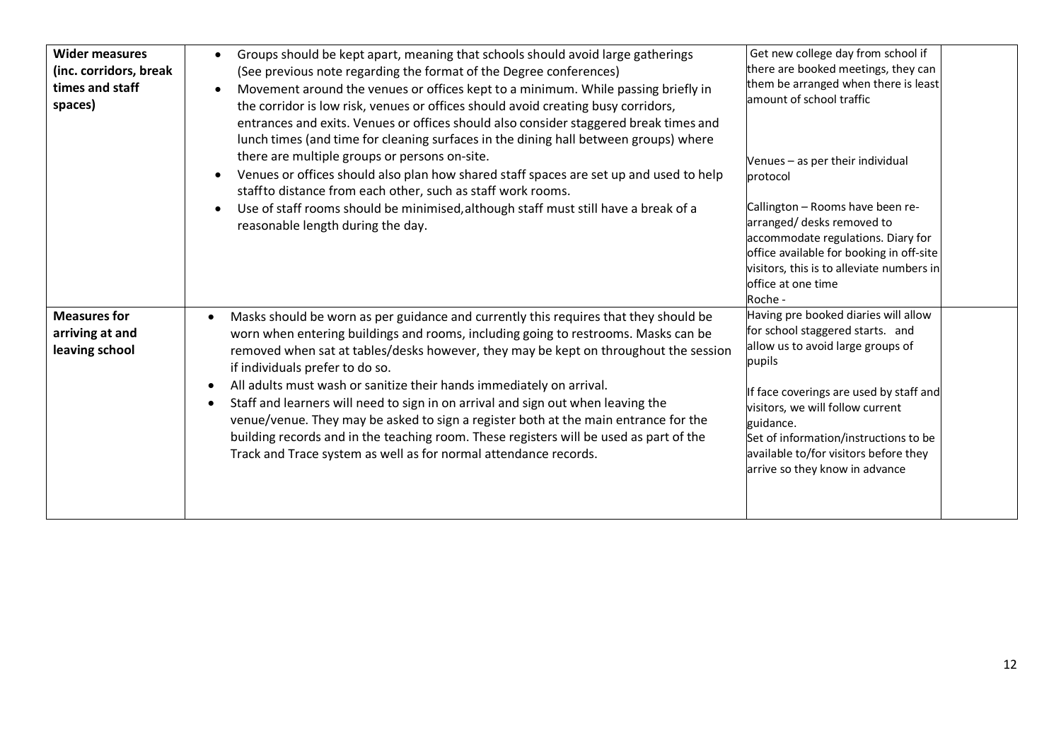| **Wider measures (inc. corridors, break times and staff spaces)** | • Groups should be kept apart, meaning that schools should avoid large gatherings (See previous note regarding the format of the Degree conferences)<br>• Movement around the venues or offices kept to a minimum. While passing briefly in the corridor is low risk, venues or offices should avoid creating busy corridors, entrances and exits. Venues or offices should also consider staggered break times and lunch times (and time for cleaning surfaces in the dining hall between groups) where there are multiple groups or persons on-site.<br>• Venues or offices should also plan how shared staff spaces are set up and used to help staff to distance from each other, such as staff work rooms.<br>• Use of staff rooms should be minimised, although staff must still have a break of a reasonable length during the day. | Get new college day from school if there are booked meetings, they can them be arranged when there is least amount of school traffic<br><br>Venues – as per their individual protocol<br><br>Callington – Rooms have been re-arranged/ desks removed to accommodate regulations. Diary for office available for booking in off-site visitors, this is to alleviate numbers in office at one time<br>Roche - | |
|---|---|---|---|
| **Measures for arriving at and leaving school** | • Masks should be worn as per guidance and currently this requires that they should be worn when entering buildings and rooms, including going to restrooms. Masks can be removed when sat at tables/desks however, they may be kept on throughout the session if individuals prefer to do so.<br>• All adults must wash or sanitize their hands immediately on arrival.<br>• Staff and learners will need to sign in on arrival and sign out when leaving the venue/venue. They may be asked to sign a register both at the main entrance for the building records and in the teaching room. These registers will be used as part of the Track and Trace system as well as for normal attendance records. | Having pre booked diaries will allow for school staggered starts. and allow us to avoid large groups of pupils<br><br>If face coverings are used by staff and visitors, we will follow current guidance.<br>Set of information/instructions to be available to/for visitors before they arrive so they know in advance | |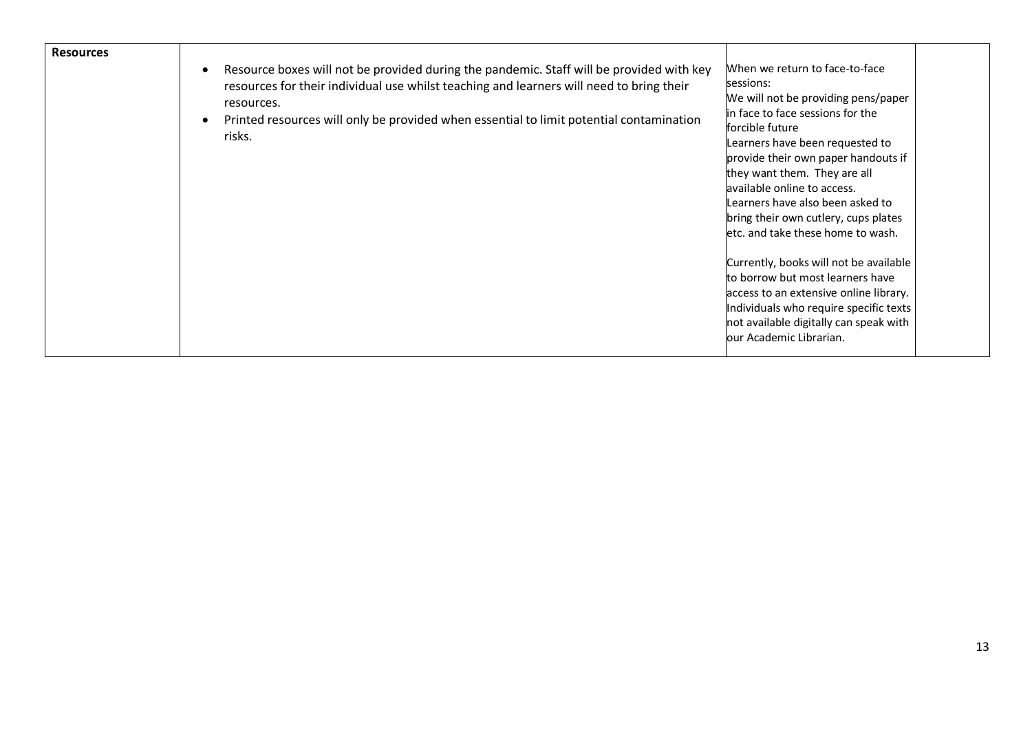| Resources | | | |
|---|---|---|---|
| **Resources** | <ul><li>Resource boxes will not be provided during the pandemic. Staff will be provided with key resources for their individual use whilst teaching and learners will need to bring their resources.</li><li>Printed resources will only be provided when essential to limit potential contamination risks.</li></ul> | When we return to face-to-face sessions:<br>We will not be providing pens/paper in face to face sessions for the forcible future<br>Learners have been requested to provide their own paper handouts if they want them. They are all available online to access.<br>Learners have also been asked to bring their own cutlery, cups plates etc. and take these home to wash.<br><br>Currently, books will not be available to borrow but most learners have access to an extensive online library. Individuals who require specific texts not available digitally can speak with our Academic Librarian. | |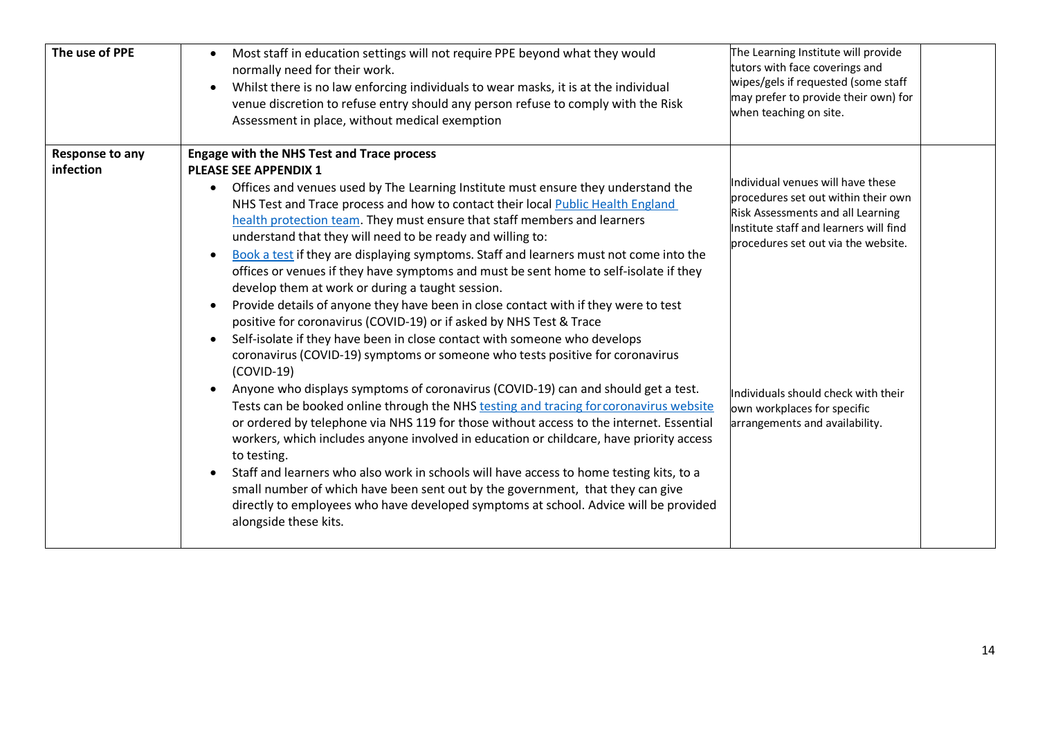| | | | |
|---|---|---|---|
| **The use of PPE** | • Most staff in education settings will not require PPE beyond what they would normally need for their work.<br>• Whilst there is no law enforcing individuals to wear masks, it is at the individual venue discretion to refuse entry should any person refuse to comply with the Risk Assessment in place, without medical exemption | The Learning Institute will provide tutors with face coverings and wipes/gels if requested (some staff may prefer to provide their own) for when teaching on site. | |
| **Response to any infection** | **Engage with the NHS Test and Trace process**<br>**PLEASE SEE APPENDIX 1**<br>• Offices and venues used by The Learning Institute must ensure they understand the NHS Test and Trace process and how to contact their local Public Health England health protection team. They must ensure that staff members and learners understand that they will need to be ready and willing to:<br>• Book a test if they are displaying symptoms. Staff and learners must not come into the offices or venues if they have symptoms and must be sent home to self-isolate if they develop them at work or during a taught session.<br>• Provide details of anyone they have been in close contact with if they were to test positive for coronavirus (COVID-19) or if asked by NHS Test & Trace<br>• Self-isolate if they have been in close contact with someone who develops coronavirus (COVID-19) symptoms or someone who tests positive for coronavirus (COVID-19)<br>• Anyone who displays symptoms of coronavirus (COVID-19) can and should get a test. Tests can be booked online through the NHS testing and tracing for coronavirus website or ordered by telephone via NHS 119 for those without access to the internet. Essential workers, which includes anyone involved in education or childcare, have priority access to testing.<br>• Staff and learners who also work in schools will have access to home testing kits, to a small number of which have been sent out by the government, that they can give directly to employees who have developed symptoms at school. Advice will be provided alongside these kits. | Individual venues will have these procedures set out within their own Risk Assessments and all Learning Institute staff and learners will find procedures set out via the website.<br><br>Individuals should check with their own workplaces for specific arrangements and availability. | |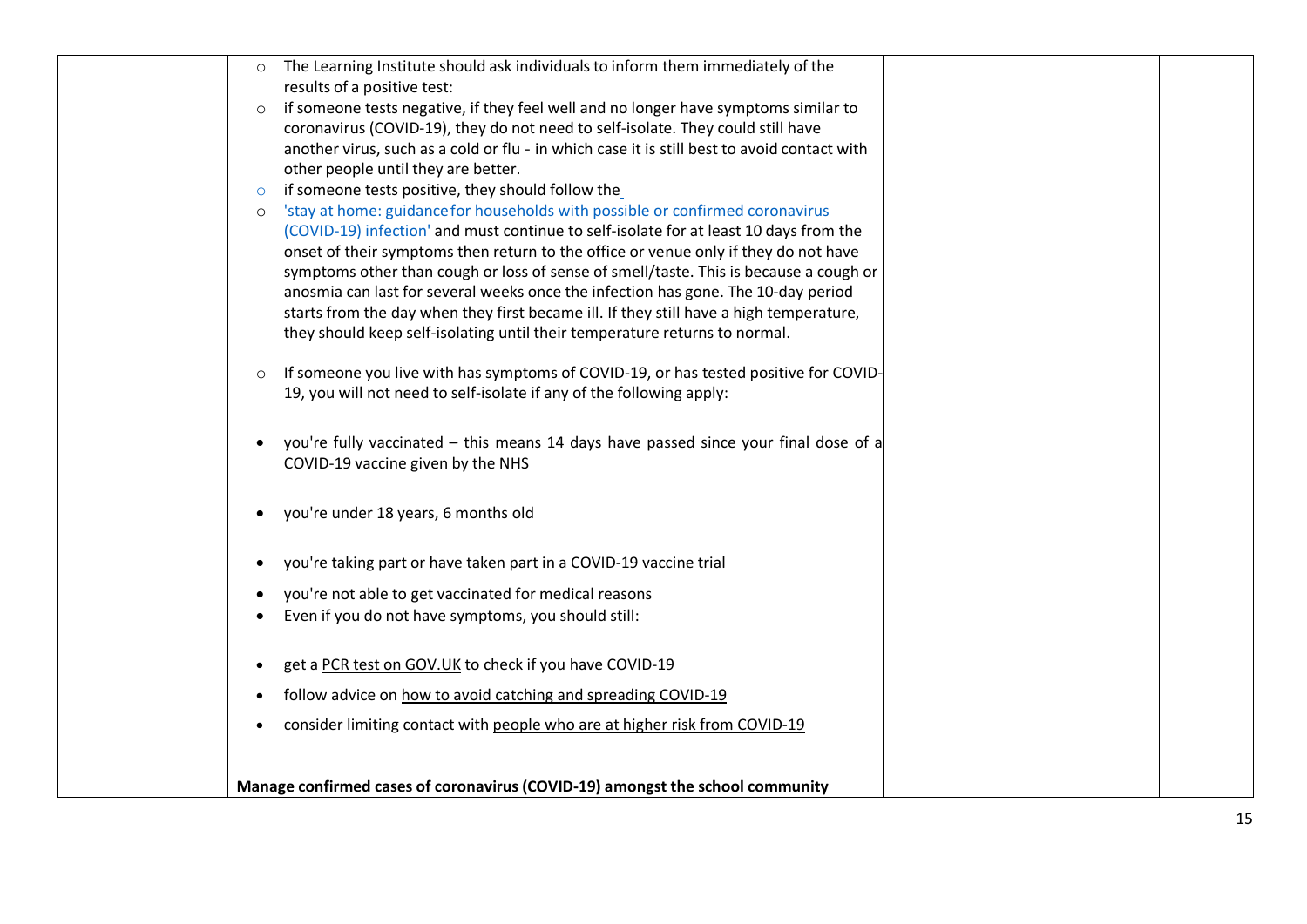| | | | |
|---|---|---|---|
| | ○ The Learning Institute should ask individuals to inform them immediately of the results of a positive test:<br>○ if someone tests negative, if they feel well and no longer have symptoms similar to coronavirus (COVID-19), they do not need to self-isolate. They could still have another virus, such as a cold or flu - in which case it is still best to avoid contact with other people until they are better.<br>○ if someone tests positive, they should follow the<br>○ 'stay at home: guidance for households with possible or confirmed coronavirus (COVID-19) infection' and must continue to self-isolate for at least 10 days from the onset of their symptoms then return to the office or venue only if they do not have symptoms other than cough or loss of sense of smell/taste. This is because a cough or anosmia can last for several weeks once the infection has gone. The 10-day period starts from the day when they first became ill. If they still have a high temperature, they should keep self-isolating until their temperature returns to normal.<br><br>○ If someone you live with has symptoms of COVID-19, or has tested positive for COVID-19, you will not need to self-isolate if any of the following apply:<br><br>• you're fully vaccinated – this means 14 days have passed since your final dose of a COVID-19 vaccine given by the NHS<br><br>• you're under 18 years, 6 months old<br><br>• you're taking part or have taken part in a COVID-19 vaccine trial<br>• you're not able to get vaccinated for medical reasons<br>• Even if you do not have symptoms, you should still:<br><br>• get a PCR test on GOV.UK to check if you have COVID-19<br>• follow advice on how to avoid catching and spreading COVID-19<br>• consider limiting contact with people who are at higher risk from COVID-19<br><br>**Manage confirmed cases of coronavirus (COVID-19) amongst the school community** | | |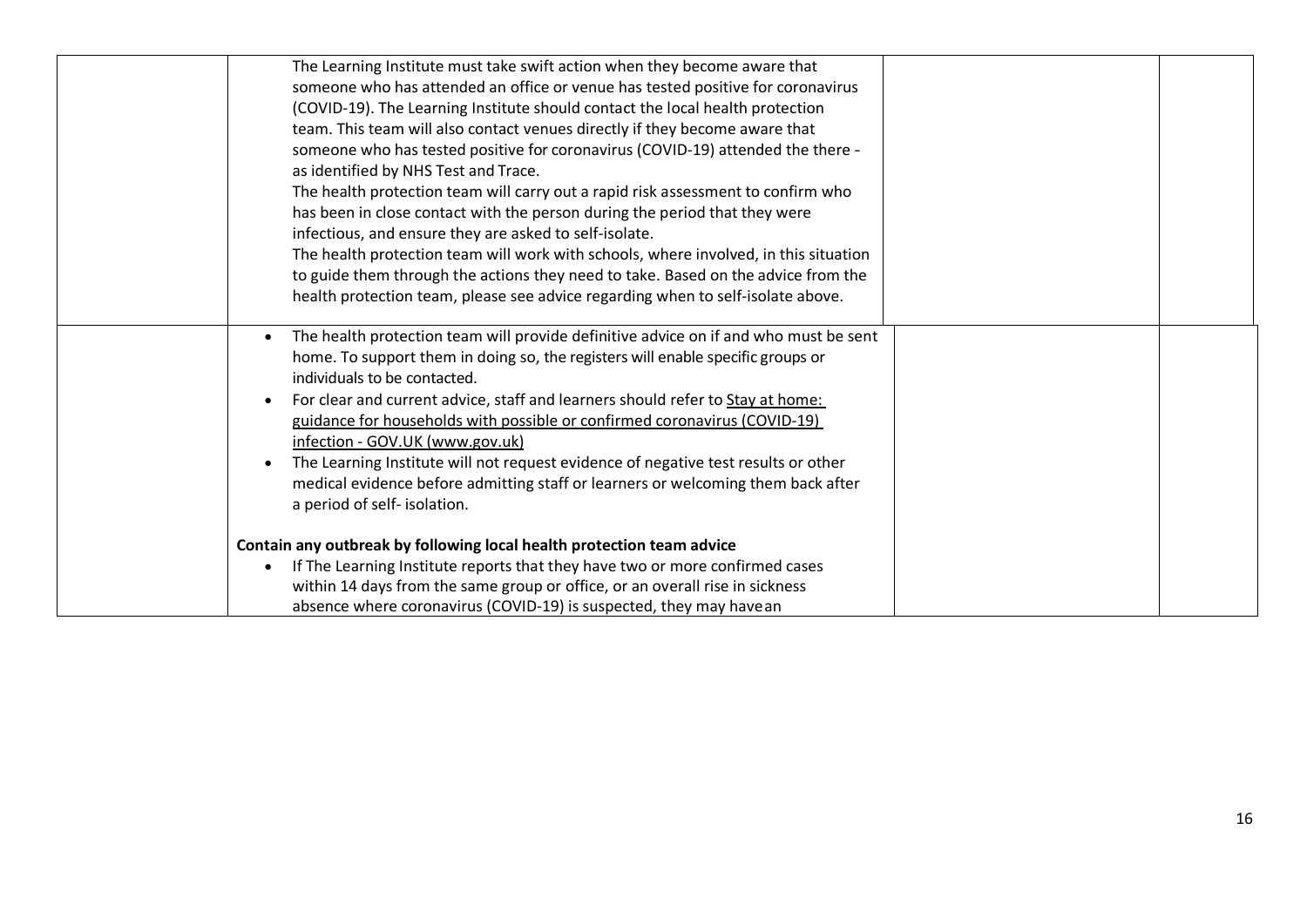|  |  |  |  |
|---|---|---|---|
|  | The Learning Institute must take swift action when they become aware that someone who has attended an office or venue has tested positive for coronavirus (COVID-19). The Learning Institute should contact the local health protection team. This team will also contact venues directly if they become aware that someone who has tested positive for coronavirus (COVID-19) attended the there - as identified by NHS Test and Trace.<br>The health protection team will carry out a rapid risk assessment to confirm who has been in close contact with the person during the period that they were infectious, and ensure they are asked to self-isolate.<br>The health protection team will work with schools, where involved, in this situation to guide them through the actions they need to take. Based on the advice from the health protection team, please see advice regarding when to self-isolate above. |  |  |
|  | • The health protection team will provide definitive advice on if and who must be sent home. To support them in doing so, the registers will enable specific groups or individuals to be contacted.<br>• For clear and current advice, staff and learners should refer to Stay at home: guidance for households with possible or confirmed coronavirus (COVID-19) infection - GOV.UK (www.gov.uk)<br>• The Learning Institute will not request evidence of negative test results or other medical evidence before admitting staff or learners or welcoming them back after a period of self- isolation.<br><br>**Contain any outbreak by following local health protection team advice**<br>• If The Learning Institute reports that they have two or more confirmed cases within 14 days from the same group or office, or an overall rise in sickness absence where coronavirus (COVID-19) is suspected, they may have an |  |  |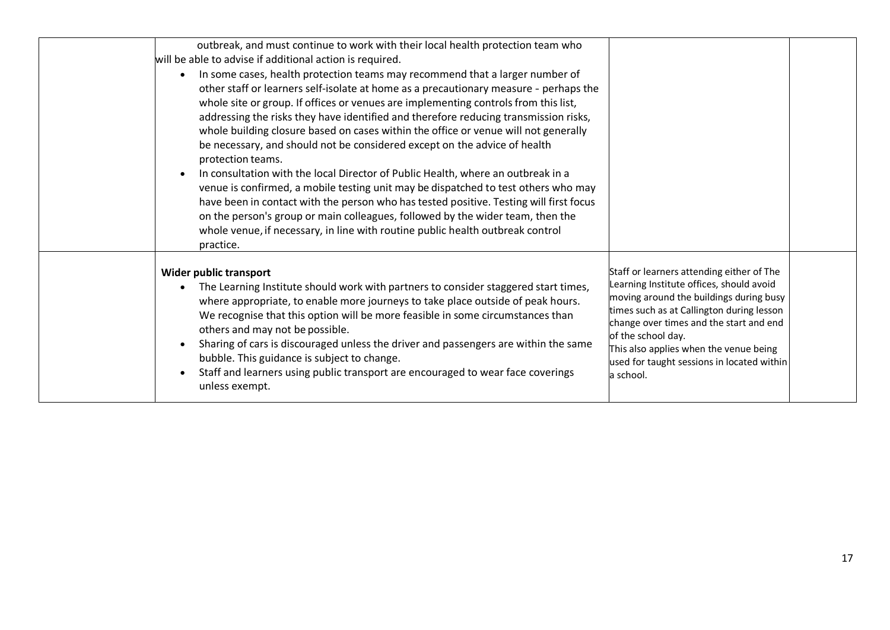| | | | |
|---|---|---|---|
| | outbreak, and must continue to work with their local health protection team who will be able to advise if additional action is required.<br>• In some cases, health protection teams may recommend that a larger number of other staff or learners self-isolate at home as a precautionary measure - perhaps the whole site or group. If offices or venues are implementing controls from this list, addressing the risks they have identified and therefore reducing transmission risks, whole building closure based on cases within the office or venue will not generally be necessary, and should not be considered except on the advice of health protection teams.<br>• In consultation with the local Director of Public Health, where an outbreak in a venue is confirmed, a mobile testing unit may be dispatched to test others who may have been in contact with the person who has tested positive. Testing will first focus on the person's group or main colleagues, followed by the wider team, then the whole venue, if necessary, in line with routine public health outbreak control practice. | | |
| | **Wider public transport**<br>• The Learning Institute should work with partners to consider staggered start times, where appropriate, to enable more journeys to take place outside of peak hours. We recognise that this option will be more feasible in some circumstances than others and may not be possible.<br>• Sharing of cars is discouraged unless the driver and passengers are within the same bubble. This guidance is subject to change.<br>• Staff and learners using public transport are encouraged to wear face coverings unless exempt. | Staff or learners attending either of The Learning Institute offices, should avoid moving around the buildings during busy times such as at Callington during lesson change over times and the start and end of the school day.<br>This also applies when the venue being used for taught sessions in located within a school. | |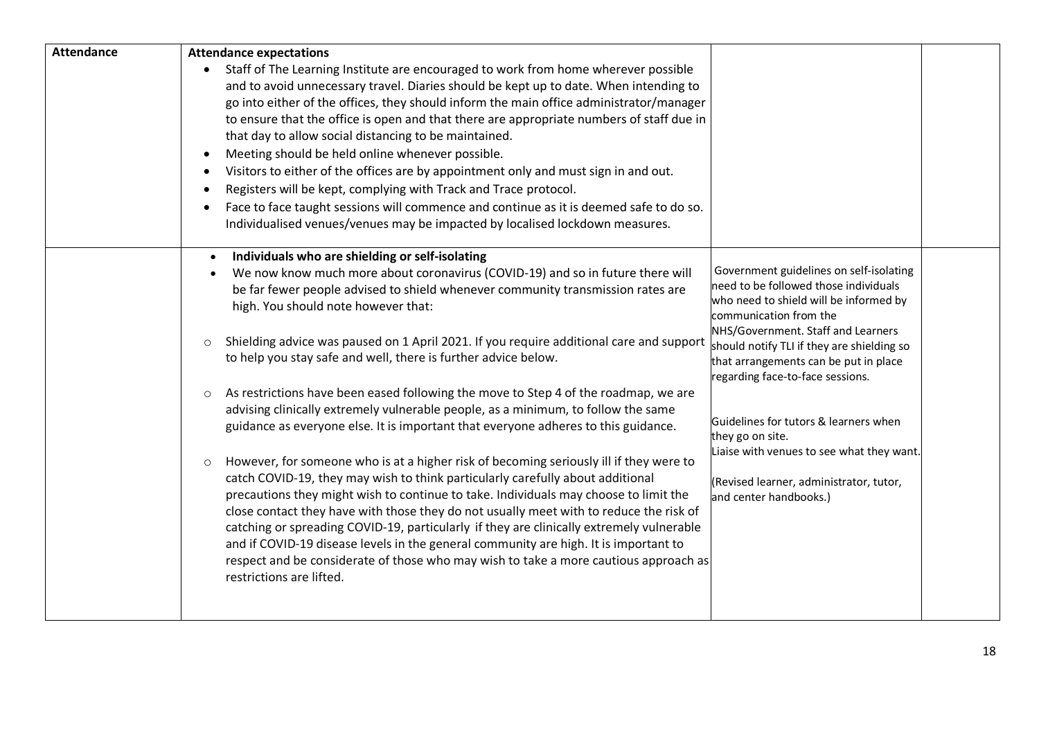| Attendance | **Attendance expectations**<br>• Staff of The Learning Institute are encouraged to work from home wherever possible and to avoid unnecessary travel. Diaries should be kept up to date. When intending to go into either of the offices, they should inform the main office administrator/manager to ensure that the office is open and that there are appropriate numbers of staff due in that day to allow social distancing to be maintained.<br>• Meeting should be held online whenever possible.<br>• Visitors to either of the offices are by appointment only and must sign in and out.<br>• Registers will be kept, complying with Track and Trace protocol.<br>• Face to face taught sessions will commence and continue as it is deemed safe to do so. Individualised venues/venues may be impacted by localised lockdown measures. | | |
|---|---|---|---|
| | • **Individuals who are shielding or self-isolating**<br>• We now know much more about coronavirus (COVID-19) and so in future there will be far fewer people advised to shield whenever community transmission rates are high. You should note however that:<br>○ Shielding advice was paused on 1 April 2021. If you require additional care and support to help you stay safe and well, there is further advice below.<br>○ As restrictions have been eased following the move to Step 4 of the roadmap, we are advising clinically extremely vulnerable people, as a minimum, to follow the same guidance as everyone else. It is important that everyone adheres to this guidance.<br>○ However, for someone who is at a higher risk of becoming seriously ill if they were to catch COVID-19, they may wish to think particularly carefully about additional precautions they might wish to continue to take. Individuals may choose to limit the close contact they have with those they do not usually meet with to reduce the risk of catching or spreading COVID-19, particularly if they are clinically extremely vulnerable and if COVID-19 disease levels in the general community are high. It is important to respect and be considerate of those who may wish to take a more cautious approach as restrictions are lifted. | Government guidelines on self-isolating need to be followed those individuals who need to shield will be informed by communication from the NHS/Government. Staff and Learners should notify TLI if they are shielding so that arrangements can be put in place regarding face-to-face sessions.<br><br>Guidelines for tutors & learners when they go on site.<br>Liaise with venues to see what they want.<br><br>(Revised learner, administrator, tutor, and center handbooks.) | |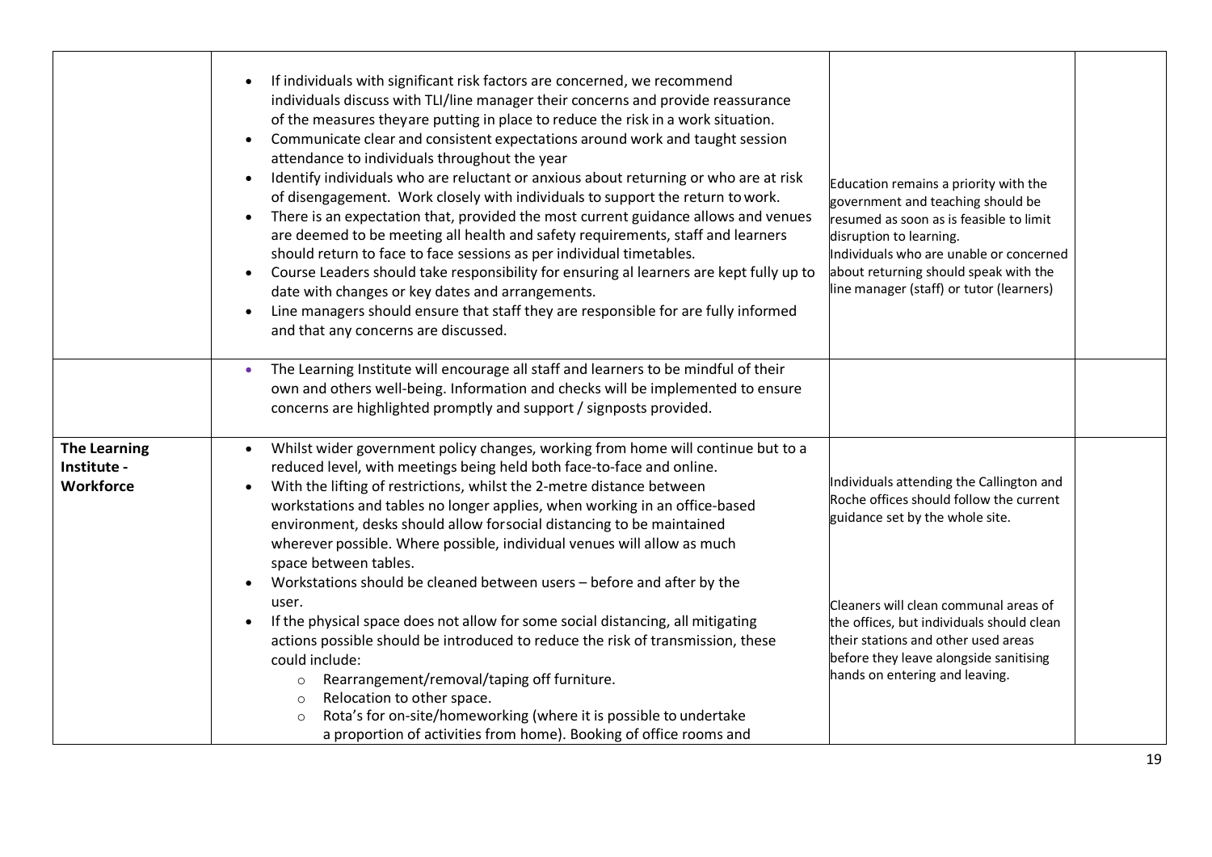| | | | |
|---|---|---|---|
| | • If individuals with significant risk factors are concerned, we recommend individuals discuss with TLI/line manager their concerns and provide reassurance of the measures theyare putting in place to reduce the risk in a work situation.<br>• Communicate clear and consistent expectations around work and taught session attendance to individuals throughout the year<br>• Identify individuals who are reluctant or anxious about returning or who are at risk of disengagement. Work closely with individuals to support the return to work.<br>• There is an expectation that, provided the most current guidance allows and venues are deemed to be meeting all health and safety requirements, staff and learners should return to face to face sessions as per individual timetables.<br>• Course Leaders should take responsibility for ensuring al learners are kept fully up to date with changes or key dates and arrangements.<br>• Line managers should ensure that staff they are responsible for are fully informed and that any concerns are discussed. | Education remains a priority with the government and teaching should be resumed as soon as is feasible to limit disruption to learning.<br>Individuals who are unable or concerned about returning should speak with the line manager (staff) or tutor (learners) | |
| | • The Learning Institute will encourage all staff and learners to be mindful of their own and others well-being. Information and checks will be implemented to ensure concerns are highlighted promptly and support / signposts provided. | | |
| **The Learning Institute - Workforce** | • Whilst wider government policy changes, working from home will continue but to a reduced level, with meetings being held both face-to-face and online.<br>• With the lifting of restrictions, whilst the 2-metre distance between workstations and tables no longer applies, when working in an office-based environment, desks should allow forsocial distancing to be maintained wherever possible. Where possible, individual venues will allow as much space between tables.<br>• Workstations should be cleaned between users – before and after by the user.<br>• If the physical space does not allow for some social distancing, all mitigating actions possible should be introduced to reduce the risk of transmission, these could include:<br>  ○ Rearrangement/removal/taping off furniture.<br>  ○ Relocation to other space.<br>  ○ Rota's for on-site/homeworking (where it is possible to undertake a proportion of activities from home). Booking of office rooms and | Individuals attending the Callington and Roche offices should follow the current guidance set by the whole site.<br><br>Cleaners will clean communal areas of the offices, but individuals should clean their stations and other used areas before they leave alongside sanitising hands on entering and leaving. | |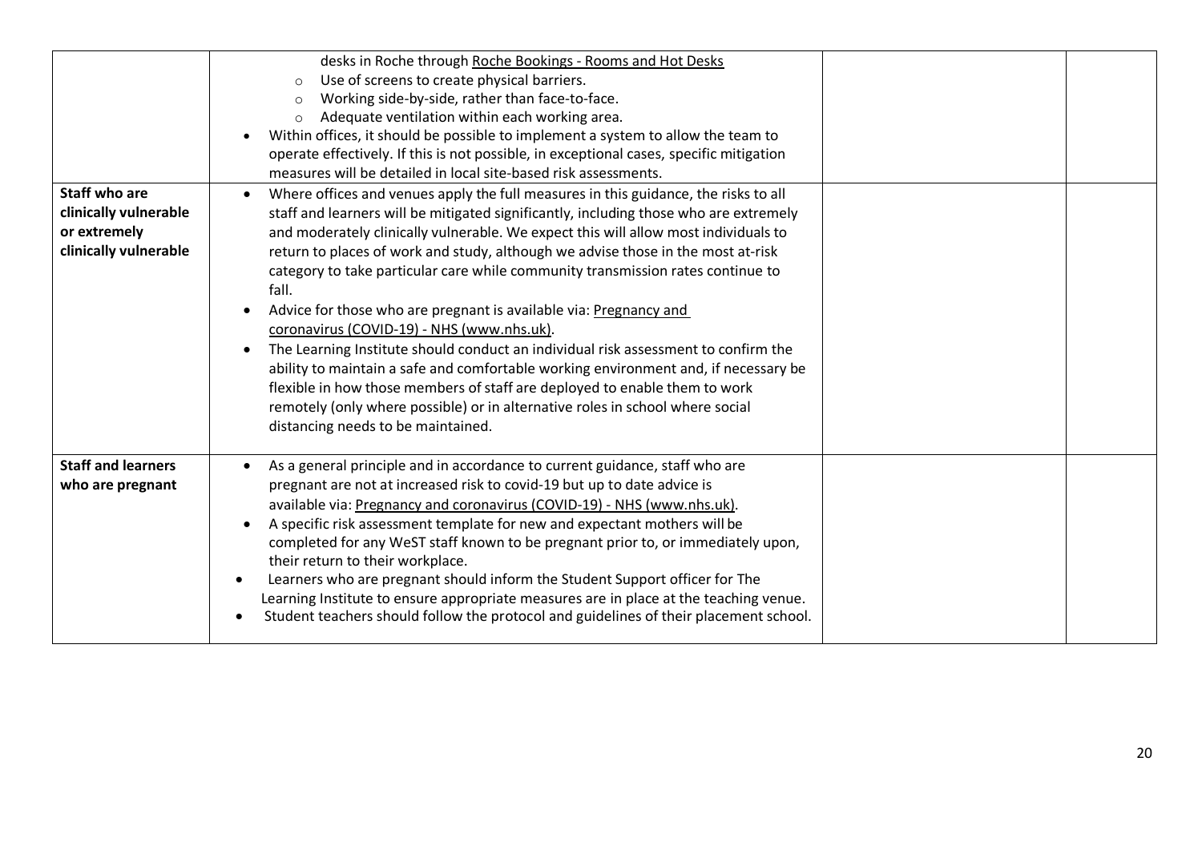| | | | |
|---|---|---|---|
| | desks in Roche through Roche Bookings - Rooms and Hot Desks<br>◦ Use of screens to create physical barriers.<br>◦ Working side-by-side, rather than face-to-face.<br>◦ Adequate ventilation within each working area.<br>• Within offices, it should be possible to implement a system to allow the team to operate effectively. If this is not possible, in exceptional cases, specific mitigation measures will be detailed in local site-based risk assessments. | | |
| **Staff who are clinically vulnerable or extremely clinically vulnerable** | • Where offices and venues apply the full measures in this guidance, the risks to all staff and learners will be mitigated significantly, including those who are extremely and moderately clinically vulnerable. We expect this will allow most individuals to return to places of work and study, although we advise those in the most at-risk category to take particular care while community transmission rates continue to fall.<br>• Advice for those who are pregnant is available via: Pregnancy and coronavirus (COVID-19) - NHS (www.nhs.uk).<br>• The Learning Institute should conduct an individual risk assessment to confirm the ability to maintain a safe and comfortable working environment and, if necessary be flexible in how those members of staff are deployed to enable them to work remotely (only where possible) or in alternative roles in school where social distancing needs to be maintained. | | |
| **Staff and learners who are pregnant** | • As a general principle and in accordance to current guidance, staff who are pregnant are not at increased risk to covid-19 but up to date advice is available via: Pregnancy and coronavirus (COVID-19) - NHS (www.nhs.uk).<br>• A specific risk assessment template for new and expectant mothers will be completed for any WeST staff known to be pregnant prior to, or immediately upon, their return to their workplace.<br>• Learners who are pregnant should inform the Student Support officer for The Learning Institute to ensure appropriate measures are in place at the teaching venue.<br>• Student teachers should follow the protocol and guidelines of their placement school. | | |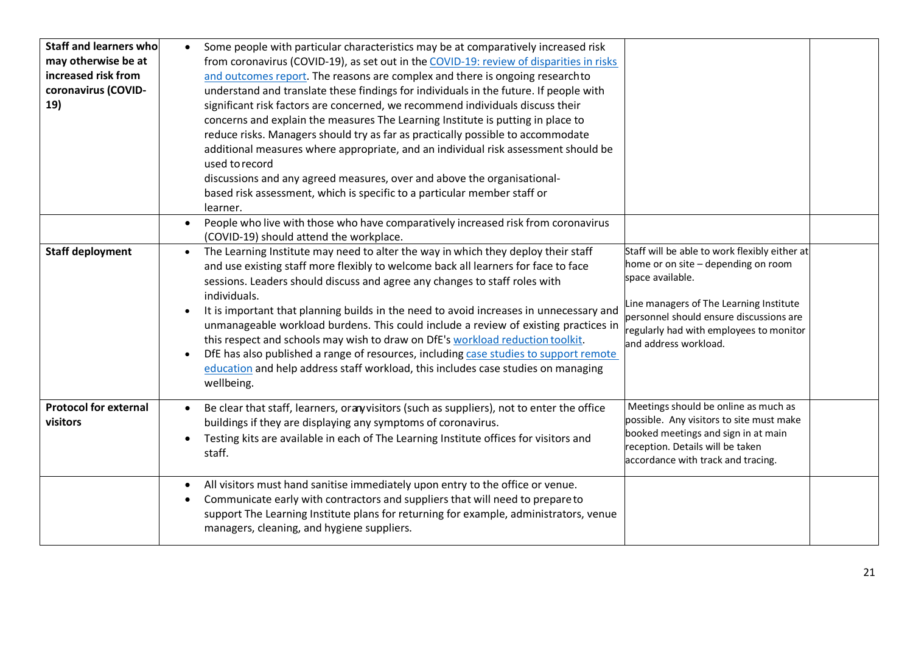| | | | |
|---|---|---|---|
| **Staff and learners who may otherwise be at increased risk from coronavirus (COVID-19)** | • Some people with particular characteristics may be at comparatively increased risk from coronavirus (COVID-19), as set out in the [COVID-19: review of disparities in risks and outcomes report](). The reasons are complex and there is ongoing research to understand and translate these findings for individuals in the future. If people with significant risk factors are concerned, we recommend individuals discuss their concerns and explain the measures The Learning Institute is putting in place to reduce risks. Managers should try as far as practically possible to accommodate additional measures where appropriate, and an individual risk assessment should be used to record discussions and any agreed measures, over and above the organisational-based risk assessment, which is specific to a particular member staff or learner. | | |
| | • People who live with those who have comparatively increased risk from coronavirus (COVID-19) should attend the workplace. | | |
| **Staff deployment** | • The Learning Institute may need to alter the way in which they deploy their staff and use existing staff more flexibly to welcome back all learners for face to face sessions. Leaders should discuss and agree any changes to staff roles with individuals.<br>• It is important that planning builds in the need to avoid increases in unnecessary and unmanageable workload burdens. This could include a review of existing practices in this respect and schools may wish to draw on DfE's [workload reduction toolkit]().<br>• DfE has also published a range of resources, including [case studies to support remote education]() and help address staff workload, this includes case studies on managing wellbeing. | Staff will be able to work flexibly either at home or on site – depending on room space available.<br><br>Line managers of The Learning Institute personnel should ensure discussions are regularly had with employees to monitor and address workload. | |
| **Protocol for external visitors** | • Be clear that staff, learners, or any visitors (such as suppliers), not to enter the office buildings if they are displaying any symptoms of coronavirus.<br>• Testing kits are available in each of The Learning Institute offices for visitors and staff. | Meetings should be online as much as possible. Any visitors to site must make booked meetings and sign in at main reception. Details will be taken accordance with track and tracing. | |
| | • All visitors must hand sanitise immediately upon entry to the office or venue.<br>• Communicate early with contractors and suppliers that will need to prepare to support The Learning Institute plans for returning for example, administrators, venue managers, cleaning, and hygiene suppliers. | | |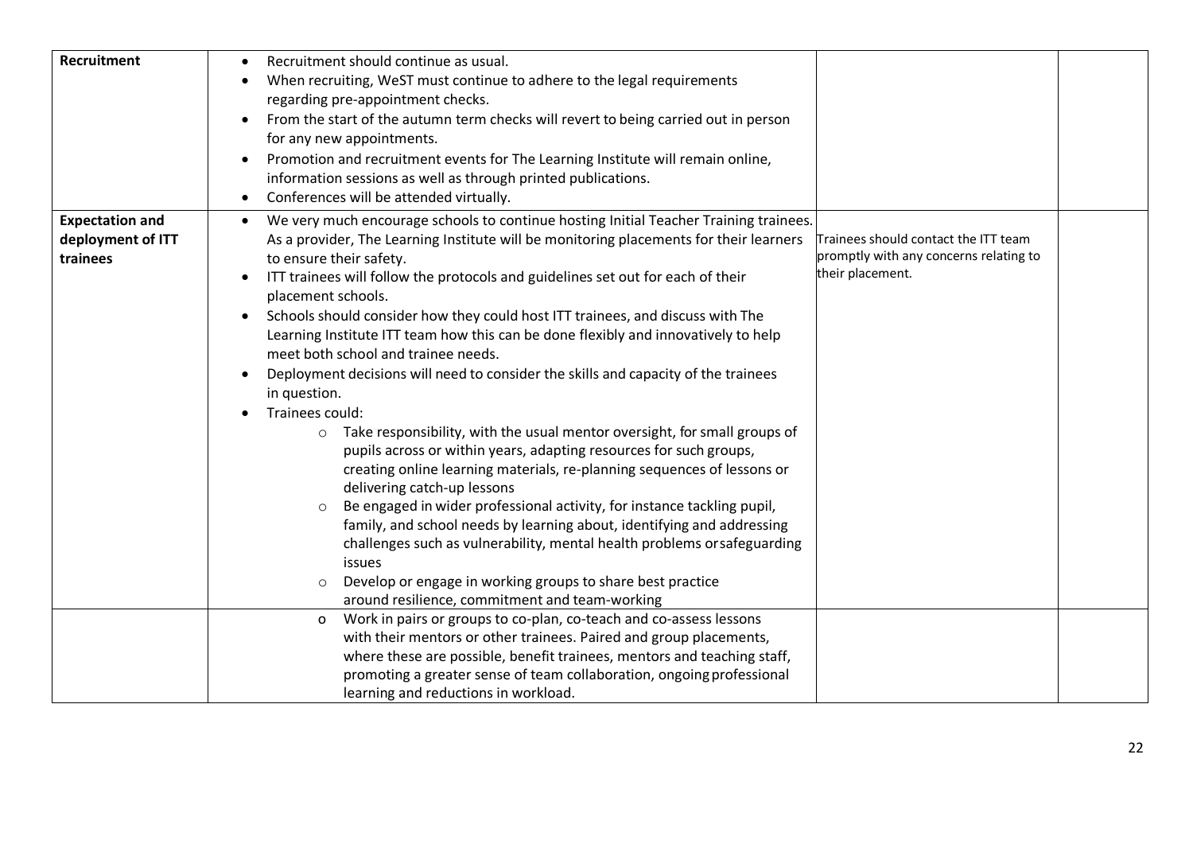| | | | |
|---|---|---|---|
| **Recruitment** | • Recruitment should continue as usual.<br>• When recruiting, WeST must continue to adhere to the legal requirements regarding pre-appointment checks.<br>• From the start of the autumn term checks will revert to being carried out in person for any new appointments.<br>• Promotion and recruitment events for The Learning Institute will remain online, information sessions as well as through printed publications.<br>• Conferences will be attended virtually. | | |
| **Expectation and deployment of ITT trainees** | • We very much encourage schools to continue hosting Initial Teacher Training trainees. As a provider, The Learning Institute will be monitoring placements for their learners to ensure their safety.<br>• ITT trainees will follow the protocols and guidelines set out for each of their placement schools.<br>• Schools should consider how they could host ITT trainees, and discuss with The Learning Institute ITT team how this can be done flexibly and innovatively to help meet both school and trainee needs.<br>• Deployment decisions will need to consider the skills and capacity of the trainees in question.<br>• Trainees could:<br>  ○ Take responsibility, with the usual mentor oversight, for small groups of pupils across or within years, adapting resources for such groups, creating online learning materials, re-planning sequences of lessons or delivering catch-up lessons<br>  ○ Be engaged in wider professional activity, for instance tackling pupil, family, and school needs by learning about, identifying and addressing challenges such as vulnerability, mental health problems or safeguarding issues<br>  ○ Develop or engage in working groups to share best practice around resilience, commitment and team-working | Trainees should contact the ITT team promptly with any concerns relating to their placement. | |
| | ○ Work in pairs or groups to co-plan, co-teach and co-assess lessons with their mentors or other trainees. Paired and group placements, where these are possible, benefit trainees, mentors and teaching staff, promoting a greater sense of team collaboration, ongoing professional learning and reductions in workload. | | |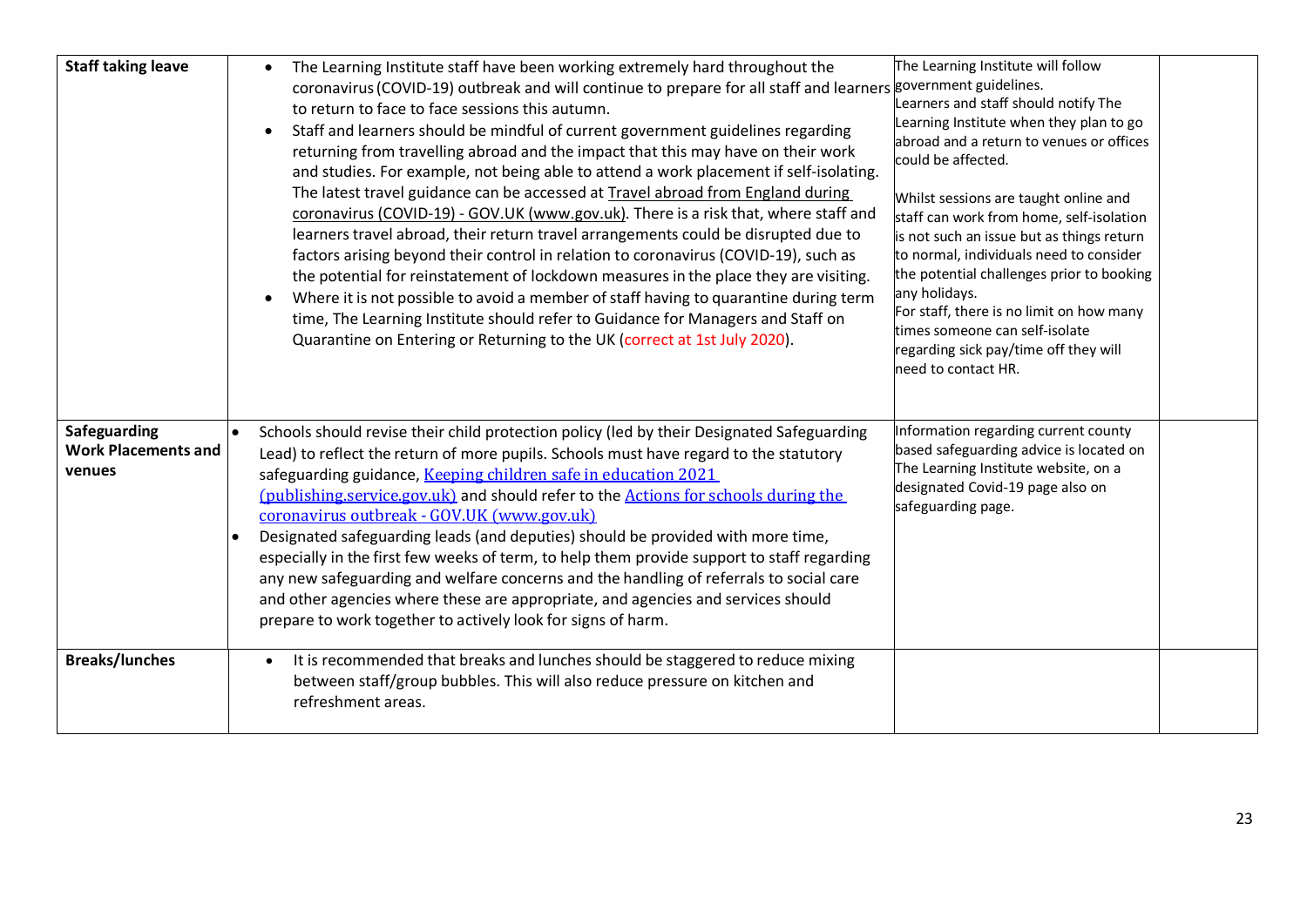| **Staff taking leave** | • The Learning Institute staff have been working extremely hard throughout the coronavirus (COVID-19) outbreak and will continue to prepare for all staff and learners to return to face to face sessions this autumn.<br>• Staff and learners should be mindful of current government guidelines regarding returning from travelling abroad and the impact that this may have on their work and studies. For example, not being able to attend a work placement if self-isolating. The latest travel guidance can be accessed at Travel abroad from England during coronavirus (COVID-19) - GOV.UK (www.gov.uk). There is a risk that, where staff and learners travel abroad, their return travel arrangements could be disrupted due to factors arising beyond their control in relation to coronavirus (COVID-19), such as the potential for reinstatement of lockdown measures in the place they are visiting.<br>• Where it is not possible to avoid a member of staff having to quarantine during term time, The Learning Institute should refer to Guidance for Managers and Staff on Quarantine on Entering or Returning to the UK (correct at 1st July 2020). | The Learning Institute will follow government guidelines.<br>Learners and staff should notify The Learning Institute when they plan to go abroad and a return to venues or offices could be affected.<br><br>Whilst sessions are taught online and staff can work from home, self-isolation is not such an issue but as things return to normal, individuals need to consider the potential challenges prior to booking any holidays.<br>For staff, there is no limit on how many times someone can self-isolate regarding sick pay/time off they will need to contact HR. | |
|---|---|---|---|
| **Safeguarding Work Placements and venues** | • Schools should revise their child protection policy (led by their Designated Safeguarding Lead) to reflect the return of more pupils. Schools must have regard to the statutory safeguarding guidance, Keeping children safe in education 2021 (publishing.service.gov.uk) and should refer to the Actions for schools during the coronavirus outbreak - GOV.UK (www.gov.uk)<br>• Designated safeguarding leads (and deputies) should be provided with more time, especially in the first few weeks of term, to help them provide support to staff regarding any new safeguarding and welfare concerns and the handling of referrals to social care and other agencies where these are appropriate, and agencies and services should prepare to work together to actively look for signs of harm. | Information regarding current county based safeguarding advice is located on The Learning Institute website, on a designated Covid-19 page also on safeguarding page. | |
| **Breaks/lunches** | • It is recommended that breaks and lunches should be staggered to reduce mixing between staff/group bubbles. This will also reduce pressure on kitchen and refreshment areas. | | |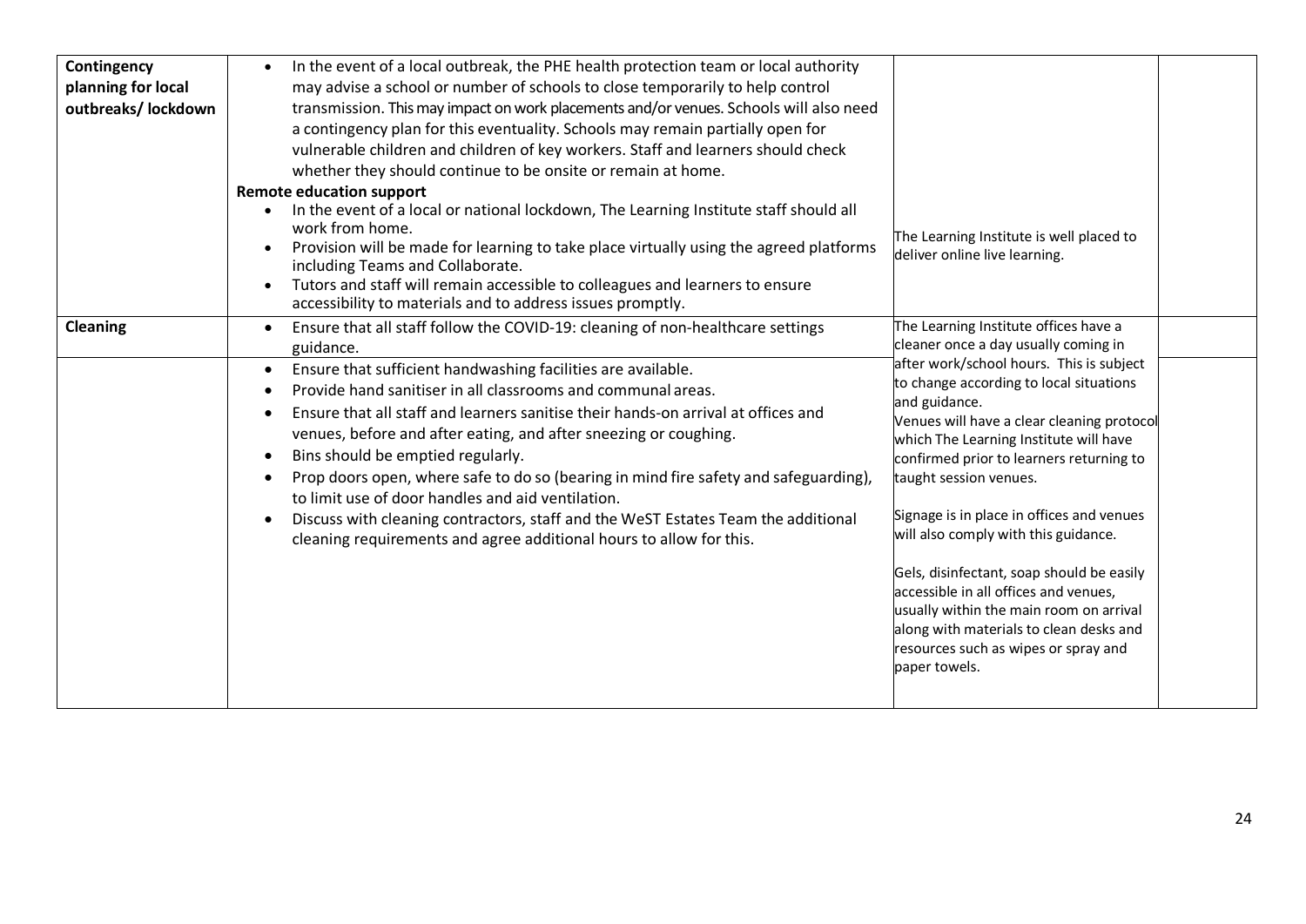| Contingency planning for local outbreaks/ lockdown | • In the event of a local outbreak, the PHE health protection team or local authority may advise a school or number of schools to close temporarily to help control transmission. This may impact on work placements and/or venues. Schools will also need a contingency plan for this eventuality. Schools may remain partially open for vulnerable children and children of key workers. Staff and learners should check whether they should continue to be onsite or remain at home.<br>**Remote education support**<br>• In the event of a local or national lockdown, The Learning Institute staff should all work from home.<br>• Provision will be made for learning to take place virtually using the agreed platforms including Teams and Collaborate.<br>• Tutors and staff will remain accessible to colleagues and learners to ensure accessibility to materials and to address issues promptly. | The Learning Institute is well placed to deliver online live learning. | |
|---|---|---|---|
| **Cleaning** | • Ensure that all staff follow the COVID-19: cleaning of non-healthcare settings guidance. | The Learning Institute offices have a cleaner once a day usually coming in after work/school hours. This is subject to change according to local situations and guidance.<br>Venues will have a clear cleaning protocol which The Learning Institute will have confirmed prior to learners returning to taught session venues.<br><br>Signage is in place in offices and venues will also comply with this guidance.<br><br>Gels, disinfectant, soap should be easily accessible in all offices and venues, usually within the main room on arrival along with materials to clean desks and resources such as wipes or spray and paper towels. | |
| | • Ensure that sufficient handwashing facilities are available.<br>• Provide hand sanitiser in all classrooms and communal areas.<br>• Ensure that all staff and learners sanitise their hands-on arrival at offices and venues, before and after eating, and after sneezing or coughing.<br>• Bins should be emptied regularly.<br>• Prop doors open, where safe to do so (bearing in mind fire safety and safeguarding), to limit use of door handles and aid ventilation.<br>• Discuss with cleaning contractors, staff and the WeST Estates Team the additional cleaning requirements and agree additional hours to allow for this. | | |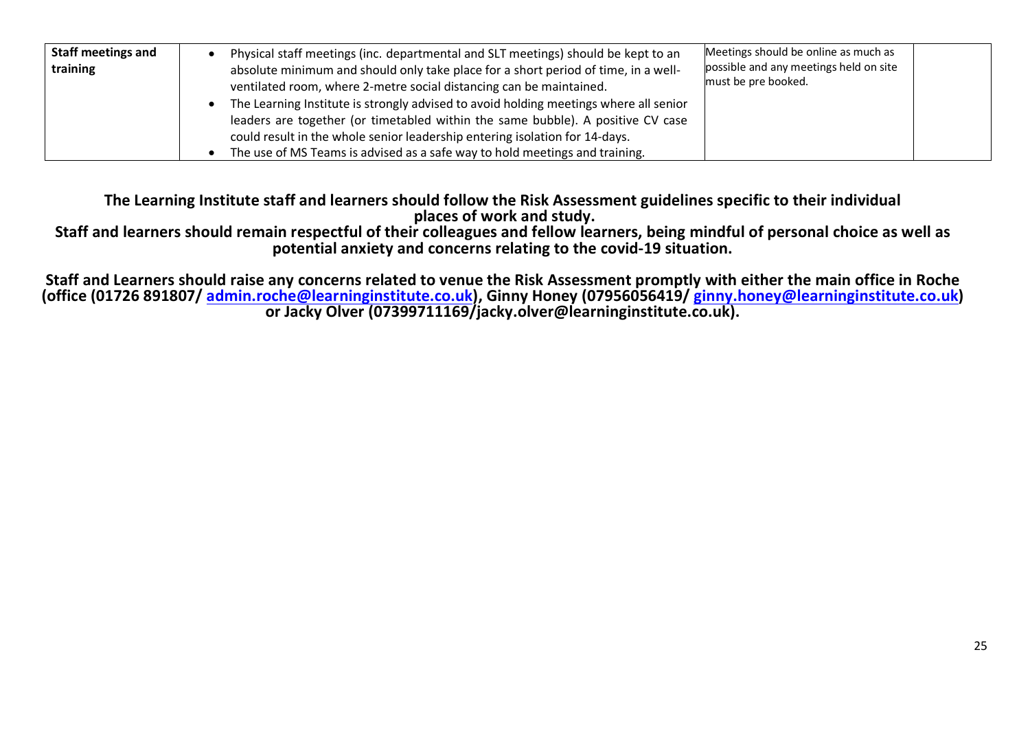| Staff meetings and training | • Physical staff meetings (inc. departmental and SLT meetings) should be kept to an absolute minimum and should only take place for a short period of time, in a well-ventilated room, where 2-metre social distancing can be maintained.<br>• The Learning Institute is strongly advised to avoid holding meetings where all senior leaders are together (or timetabled within the same bubble). A positive CV case could result in the whole senior leadership entering isolation for 14-days.<br>• The use of MS Teams is advised as a safe way to hold meetings and training. | Meetings should be online as much as possible and any meetings held on site must be pre booked. | |
|---|---|---|---|

**The Learning Institute staff and learners should follow the Risk Assessment guidelines specific to their individual places of work and study.**

**Staff and learners should remain respectful of their colleagues and fellow learners, being mindful of personal choice as well as potential anxiety and concerns relating to the covid-19 situation.**

**Staff and Learners should raise any concerns related to venue the Risk Assessment promptly with either the main office in Roche (office (01726 891807/ [admin.roche@learninginstitute.co.uk](mailto:admin.roche@learninginstitute.co.uk)), Ginny Honey (07956056419/ [ginny.honey@learninginstitute.co.uk](mailto:ginny.honey@learninginstitute.co.uk)) or Jacky Olver (07399711169/jacky.olver@learninginstitute.co.uk).**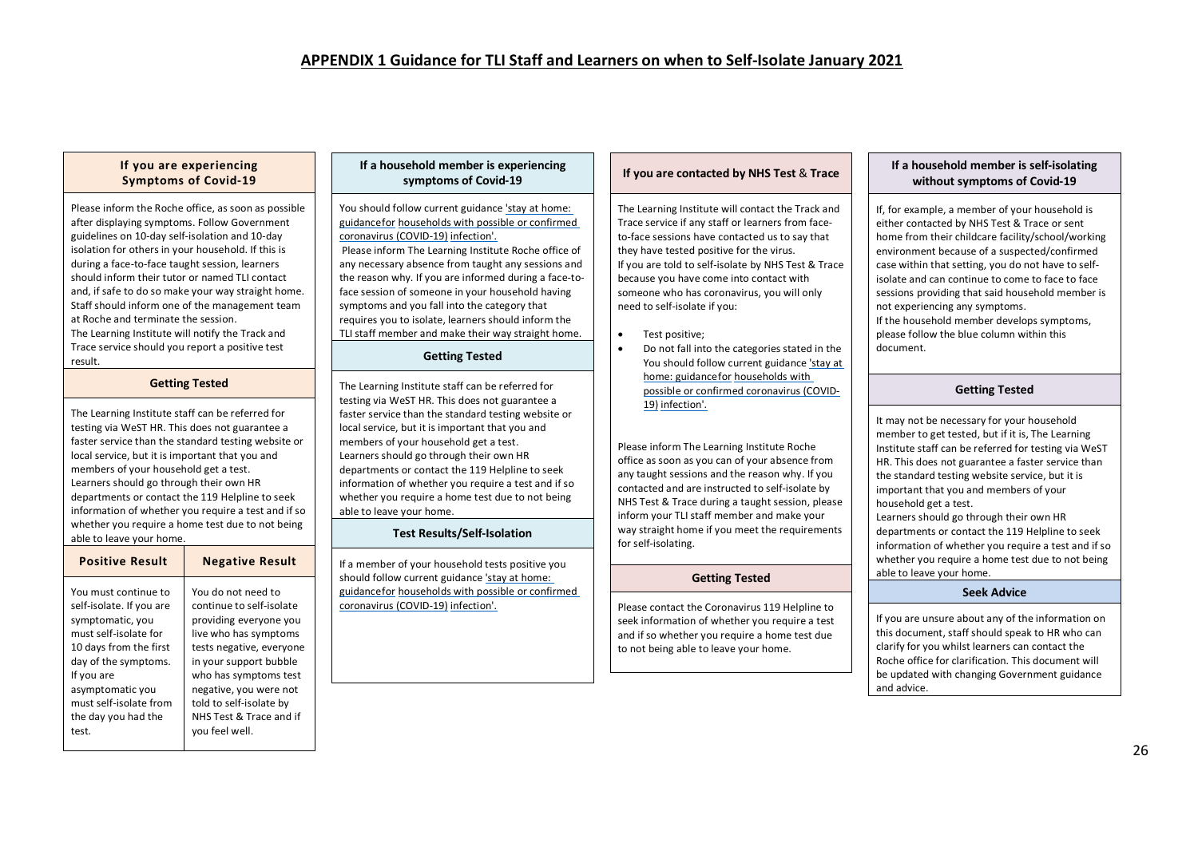# APPENDIX 1 Guidance for TLI Staff and Learners on when to Self-Isolate January 2021

## If you are experiencing Symptoms of Covid-19

Please inform the Roche office, as soon as possible after displaying symptoms. Follow Government guidelines on 10-day self-isolation and 10-day isolation for others in your household. If this is during a face-to-face taught session, learners should inform their tutor or named TLI contact and, if safe to do so make your way straight home. Staff should inform one of the management team at Roche and terminate the session.
The Learning Institute will notify the Track and Trace service should you report a positive test result.

### Getting Tested

The Learning Institute staff can be referred for testing via WeST HR. This does not guarantee a faster service than the standard testing website or local service, but it is important that you and members of your household get a test.
Learners should go through their own HR departments or contact the 119 Helpline to seek information of whether you require a test and if so whether you require a home test due to not being able to leave your home.

| Positive Result | Negative Result |
| --- | --- |
| You must continue to self-isolate. If you are symptomatic, you must self-isolate for 10 days from the first day of the symptoms. If you are asymptomatic you must self-isolate from the day you had the test. | You do not need to continue to self-isolate providing everyone you live who has symptoms tests negative, everyone in your support bubble who has symptoms test negative, you were not told to self-isolate by NHS Test & Trace and if you feel well. |

## If a household member is experiencing symptoms of Covid-19

You should follow current guidance 'stay at home: guidancefor households with possible or confirmed coronavirus (COVID-19) infection'.
Please inform The Learning Institute Roche office of any necessary absence from taught any sessions and the reason why. If you are informed during a face-to-face session of someone in your household having symptoms and you fall into the category that requires you to isolate, learners should inform the TLI staff member and make their way straight home.

### Getting Tested

The Learning Institute staff can be referred for testing via WeST HR. This does not guarantee a faster service than the standard testing website or local service, but it is important that you and members of your household get a test.
Learners should go through their own HR departments or contact the 119 Helpline to seek information of whether you require a test and if so whether you require a home test due to not being able to leave your home.

### Test Results/Self-Isolation

If a member of your household tests positive you should follow current guidance 'stay at home: guidancefor households with possible or confirmed coronavirus (COVID-19) infection'.

## If you are contacted by NHS Test & Trace

The Learning Institute will contact the Track and Trace service if any staff or learners from face-to-face sessions have contacted us to say that they have tested positive for the virus.
If you are told to self-isolate by NHS Test & Trace because you have come into contact with someone who has coronavirus, you will only need to self-isolate if you:

- Test positive;
- Do not fall into the categories stated in the You should follow current guidance 'stay at home: guidancefor households with possible or confirmed coronavirus (COVID-19) infection'.

Please inform The Learning Institute Roche office as soon as you can of your absence from any taught sessions and the reason why. If you contacted and are instructed to self-isolate by NHS Test & Trace during a taught session, please inform your TLI staff member and make your way straight home if you meet the requirements for self-isolating.

### Getting Tested

Please contact the Coronavirus 119 Helpline to seek information of whether you require a test and if so whether you require a home test due to not being able to leave your home.

## If a household member is self-isolating without symptoms of Covid-19

If, for example, a member of your household is either contacted by NHS Test & Trace or sent home from their childcare facility/school/working environment because of a suspected/confirmed case within that setting, you do not have to self-isolate and can continue to come to face to face sessions providing that said household member is not experiencing any symptoms.
If the household member develops symptoms, please follow the blue column within this document.

### Getting Tested

It may not be necessary for your household member to get tested, but if it is, The Learning Institute staff can be referred for testing via WeST HR. This does not guarantee a faster service than the standard testing website service, but it is important that you and members of your household get a test.
Learners should go through their own HR departments or contact the 119 Helpline to seek information of whether you require a test and if so whether you require a home test due to not being able to leave your home.

### Seek Advice

If you are unsure about any of the information on this document, staff should speak to HR who can clarify for you whilst learners can contact the Roche office for clarification. This document will be updated with changing Government guidance and advice.